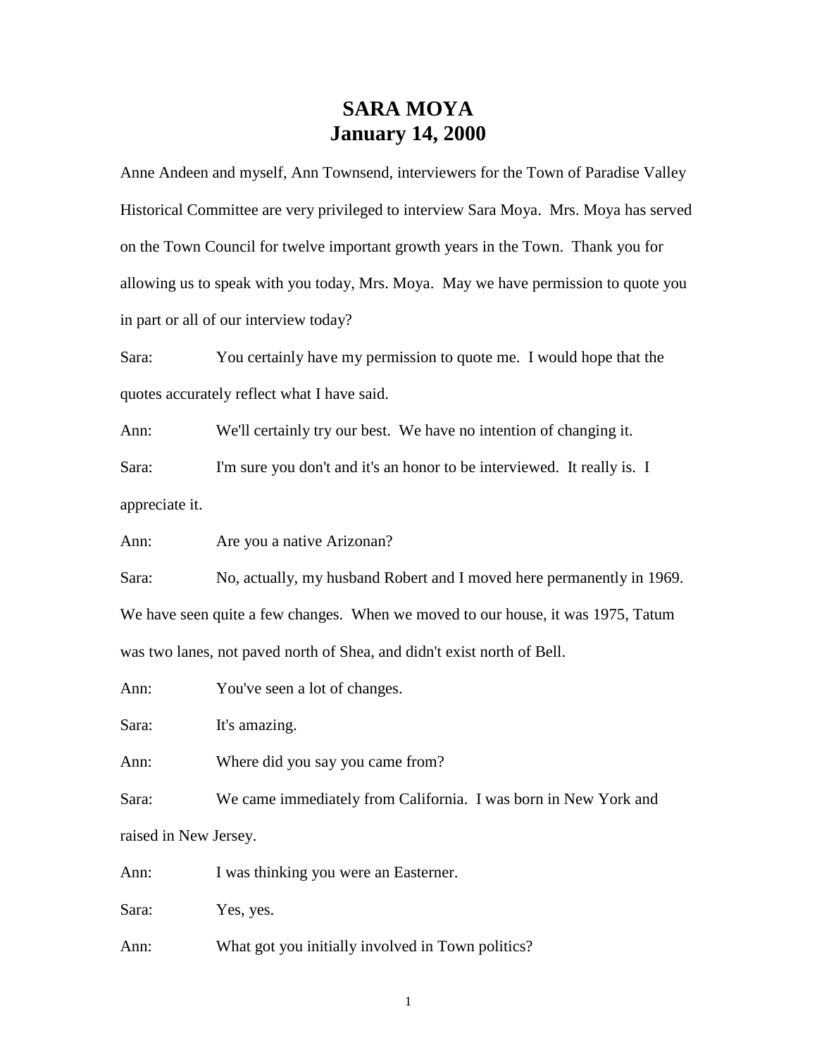# SARA MOYA
# January 14, 2000

Anne Andeen and myself, Ann Townsend, interviewers for the Town of Paradise Valley Historical Committee are very privileged to interview Sara Moya. Mrs. Moya has served on the Town Council for twelve important growth years in the Town. Thank you for allowing us to speak with you today, Mrs. Moya. May we have permission to quote you in part or all of our interview today?

Sara: You certainly have my permission to quote me. I would hope that the quotes accurately reflect what I have said.

Ann: We'll certainly try our best. We have no intention of changing it.

Sara: I'm sure you don't and it's an honor to be interviewed. It really is. I appreciate it.

Ann: Are you a native Arizonan?

Sara: No, actually, my husband Robert and I moved here permanently in 1969. We have seen quite a few changes. When we moved to our house, it was 1975, Tatum was two lanes, not paved north of Shea, and didn't exist north of Bell.

Ann: You've seen a lot of changes.

Sara: It's amazing.

Ann: Where did you say you came from?

Sara: We came immediately from California. I was born in New York and raised in New Jersey.

Ann: I was thinking you were an Easterner.

Sara: Yes, yes.

Ann: What got you initially involved in Town politics?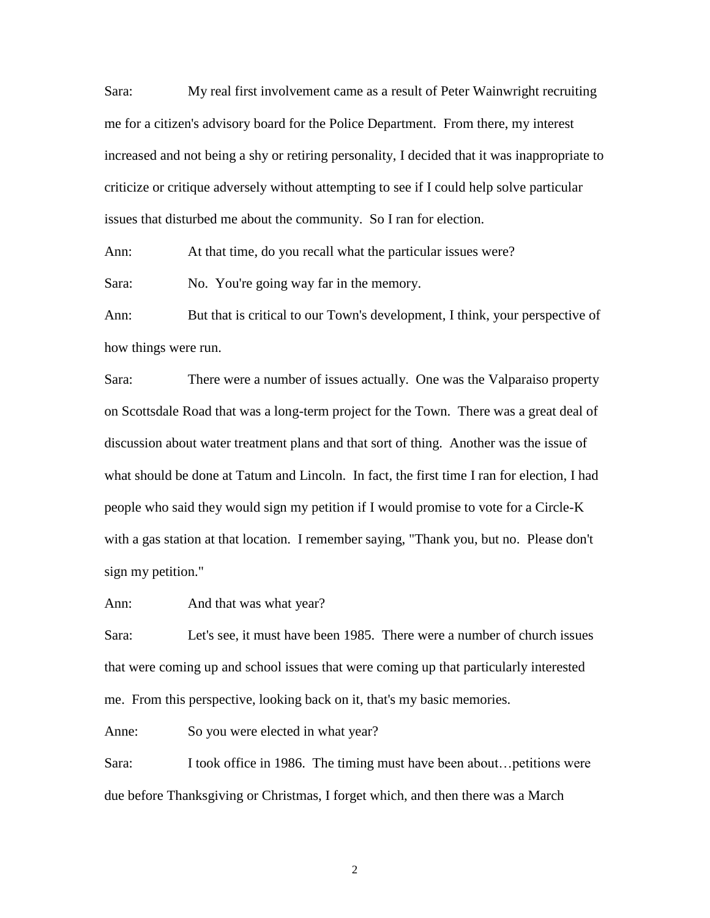Sara: My real first involvement came as a result of Peter Wainwright recruiting me for a citizen's advisory board for the Police Department. From there, my interest increased and not being a shy or retiring personality, I decided that it was inappropriate to criticize or critique adversely without attempting to see if I could help solve particular issues that disturbed me about the community. So I ran for election.

Ann: At that time, do you recall what the particular issues were?

Sara: No. You're going way far in the memory.

Ann: But that is critical to our Town's development, I think, your perspective of how things were run.

Sara: There were a number of issues actually. One was the Valparaiso property on Scottsdale Road that was a long-term project for the Town. There was a great deal of discussion about water treatment plans and that sort of thing. Another was the issue of what should be done at Tatum and Lincoln. In fact, the first time I ran for election, I had people who said they would sign my petition if I would promise to vote for a Circle-K with a gas station at that location. I remember saying, "Thank you, but no. Please don't sign my petition."

Ann: And that was what year?

Sara: Let's see, it must have been 1985. There were a number of church issues that were coming up and school issues that were coming up that particularly interested me. From this perspective, looking back on it, that's my basic memories.

Anne: So you were elected in what year?

Sara: I took office in 1986. The timing must have been about…petitions were due before Thanksgiving or Christmas, I forget which, and then there was a March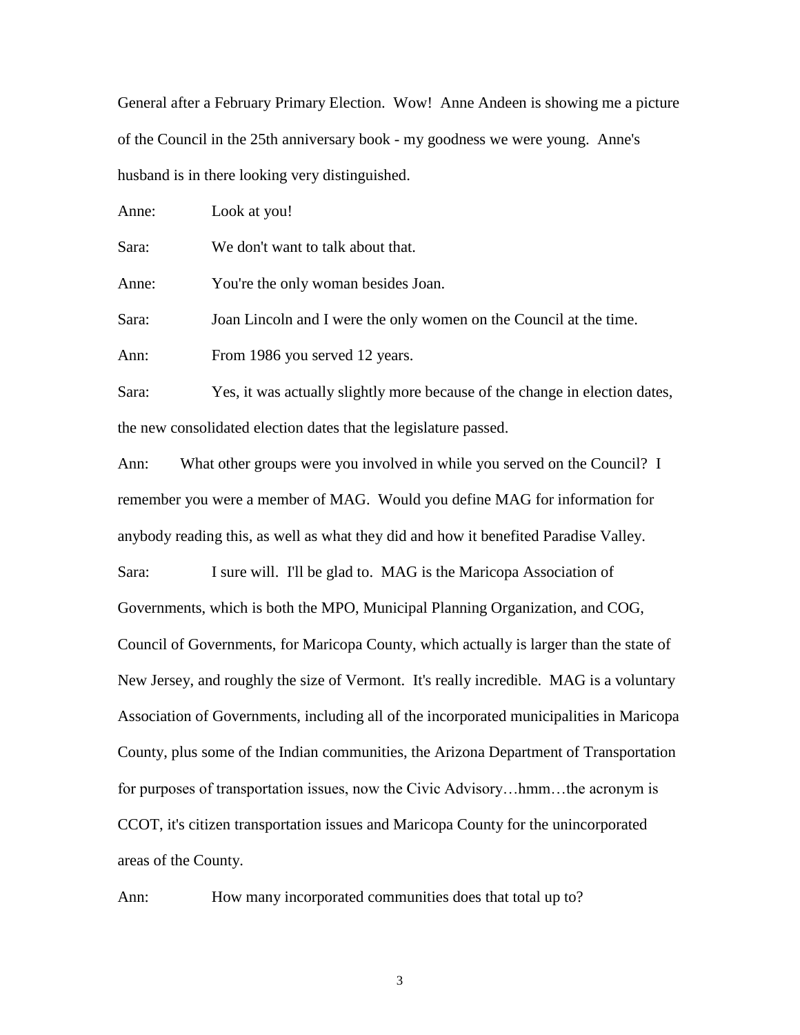General after a February Primary Election. Wow! Anne Andeen is showing me a picture of the Council in the 25th anniversary book - my goodness we were young. Anne's husband is in there looking very distinguished.

Anne: Look at you!

Sara: We don't want to talk about that.

Anne: You're the only woman besides Joan.

Sara: Joan Lincoln and I were the only women on the Council at the time.

Ann: From 1986 you served 12 years.

Sara: Yes, it was actually slightly more because of the change in election dates, the new consolidated election dates that the legislature passed.

Ann: What other groups were you involved in while you served on the Council? I remember you were a member of MAG. Would you define MAG for information for anybody reading this, as well as what they did and how it benefited Paradise Valley.

Sara: I sure will. I'll be glad to. MAG is the Maricopa Association of Governments, which is both the MPO, Municipal Planning Organization, and COG, Council of Governments, for Maricopa County, which actually is larger than the state of New Jersey, and roughly the size of Vermont. It's really incredible. MAG is a voluntary Association of Governments, including all of the incorporated municipalities in Maricopa County, plus some of the Indian communities, the Arizona Department of Transportation for purposes of transportation issues, now the Civic Advisory…hmm…the acronym is CCOT, it's citizen transportation issues and Maricopa County for the unincorporated areas of the County.

Ann: How many incorporated communities does that total up to?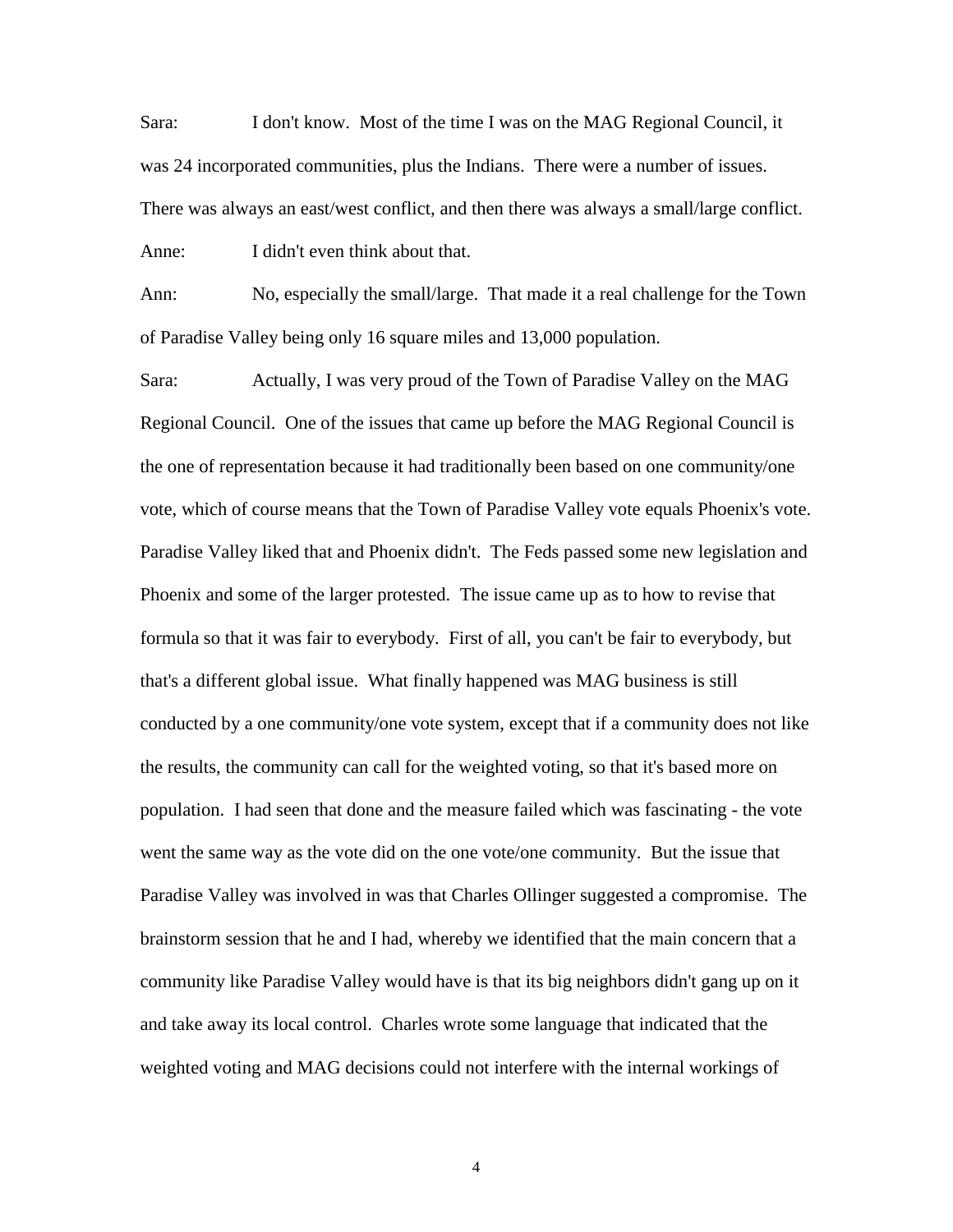Sara: I don't know. Most of the time I was on the MAG Regional Council, it was 24 incorporated communities, plus the Indians. There were a number of issues. There was always an east/west conflict, and then there was always a small/large conflict.

Anne: I didn't even think about that.

Ann: No, especially the small/large. That made it a real challenge for the Town of Paradise Valley being only 16 square miles and 13,000 population.

Sara: Actually, I was very proud of the Town of Paradise Valley on the MAG Regional Council. One of the issues that came up before the MAG Regional Council is the one of representation because it had traditionally been based on one community/one vote, which of course means that the Town of Paradise Valley vote equals Phoenix's vote. Paradise Valley liked that and Phoenix didn't. The Feds passed some new legislation and Phoenix and some of the larger protested. The issue came up as to how to revise that formula so that it was fair to everybody. First of all, you can't be fair to everybody, but that's a different global issue. What finally happened was MAG business is still conducted by a one community/one vote system, except that if a community does not like the results, the community can call for the weighted voting, so that it's based more on population. I had seen that done and the measure failed which was fascinating - the vote went the same way as the vote did on the one vote/one community. But the issue that Paradise Valley was involved in was that Charles Ollinger suggested a compromise. The brainstorm session that he and I had, whereby we identified that the main concern that a community like Paradise Valley would have is that its big neighbors didn't gang up on it and take away its local control. Charles wrote some language that indicated that the weighted voting and MAG decisions could not interfere with the internal workings of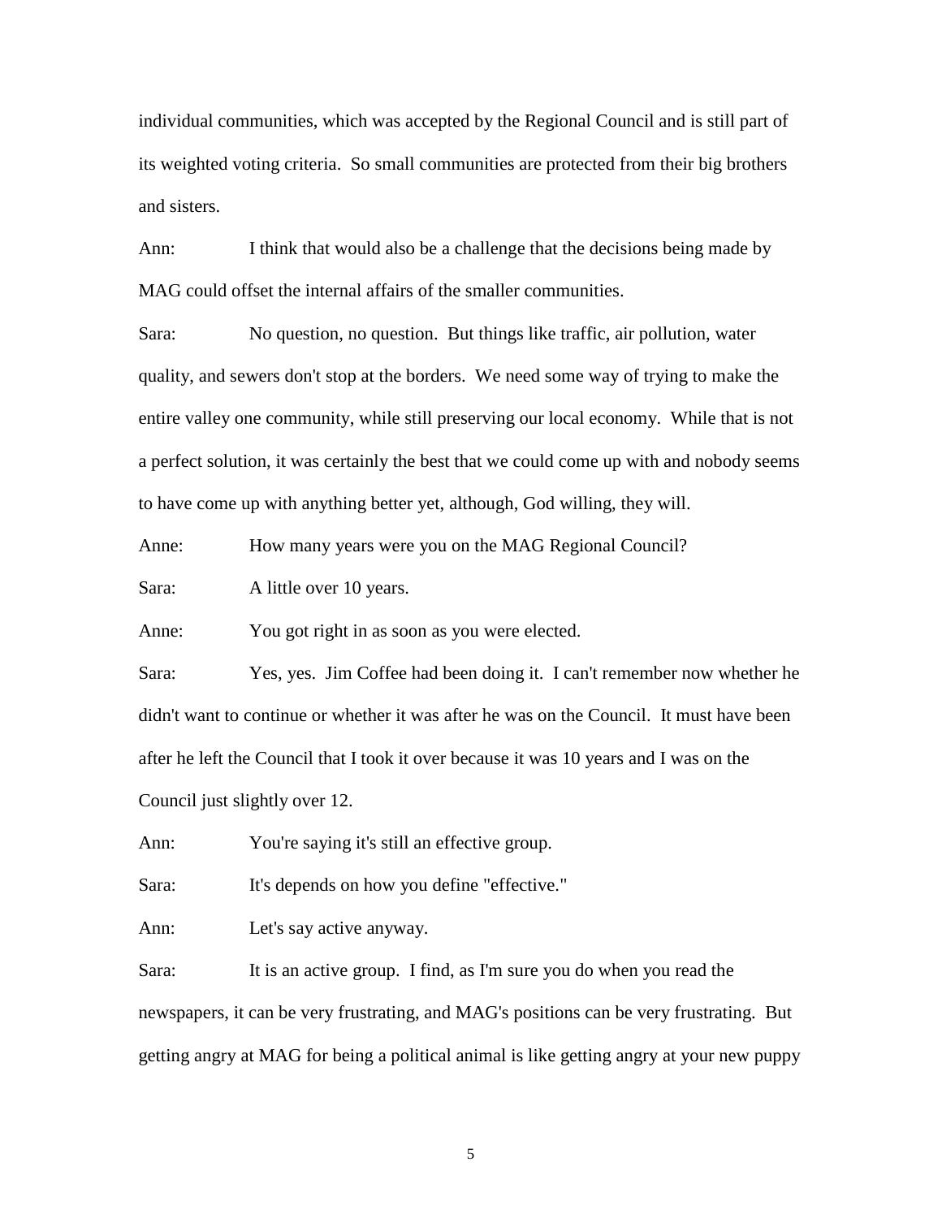individual communities, which was accepted by the Regional Council and is still part of its weighted voting criteria. So small communities are protected from their big brothers and sisters.

Ann: I think that would also be a challenge that the decisions being made by MAG could offset the internal affairs of the smaller communities.

Sara: No question, no question. But things like traffic, air pollution, water quality, and sewers don't stop at the borders. We need some way of trying to make the entire valley one community, while still preserving our local economy. While that is not a perfect solution, it was certainly the best that we could come up with and nobody seems to have come up with anything better yet, although, God willing, they will.

Anne: How many years were you on the MAG Regional Council?

Sara: A little over 10 years.

Anne: You got right in as soon as you were elected.

Sara: Yes, yes. Jim Coffee had been doing it. I can't remember now whether he didn't want to continue or whether it was after he was on the Council. It must have been after he left the Council that I took it over because it was 10 years and I was on the Council just slightly over 12.

Ann: You're saying it's still an effective group.

Sara: It's depends on how you define "effective."

Ann: Let's say active anyway.

Sara: It is an active group. I find, as I'm sure you do when you read the newspapers, it can be very frustrating, and MAG's positions can be very frustrating. But getting angry at MAG for being a political animal is like getting angry at your new puppy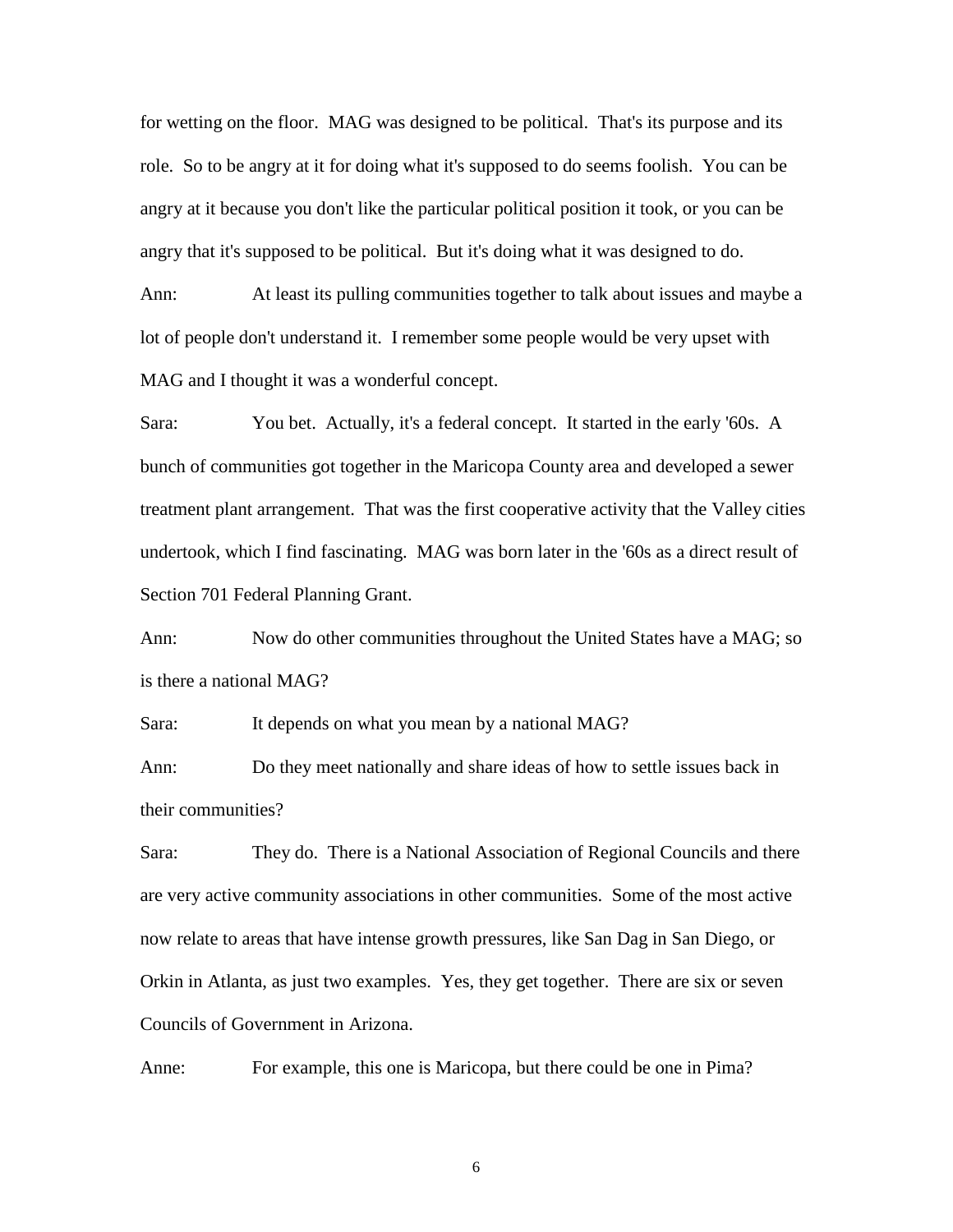for wetting on the floor. MAG was designed to be political. That's its purpose and its role. So to be angry at it for doing what it's supposed to do seems foolish. You can be angry at it because you don't like the particular political position it took, or you can be angry that it's supposed to be political. But it's doing what it was designed to do.

Ann: At least its pulling communities together to talk about issues and maybe a lot of people don't understand it. I remember some people would be very upset with MAG and I thought it was a wonderful concept.

Sara: You bet. Actually, it's a federal concept. It started in the early '60s. A bunch of communities got together in the Maricopa County area and developed a sewer treatment plant arrangement. That was the first cooperative activity that the Valley cities undertook, which I find fascinating. MAG was born later in the '60s as a direct result of Section 701 Federal Planning Grant.

Ann: Now do other communities throughout the United States have a MAG; so is there a national MAG?

Sara: It depends on what you mean by a national MAG?

Ann: Do they meet nationally and share ideas of how to settle issues back in their communities?

Sara: They do. There is a National Association of Regional Councils and there are very active community associations in other communities. Some of the most active now relate to areas that have intense growth pressures, like San Dag in San Diego, or Orkin in Atlanta, as just two examples. Yes, they get together. There are six or seven Councils of Government in Arizona.

Anne: For example, this one is Maricopa, but there could be one in Pima?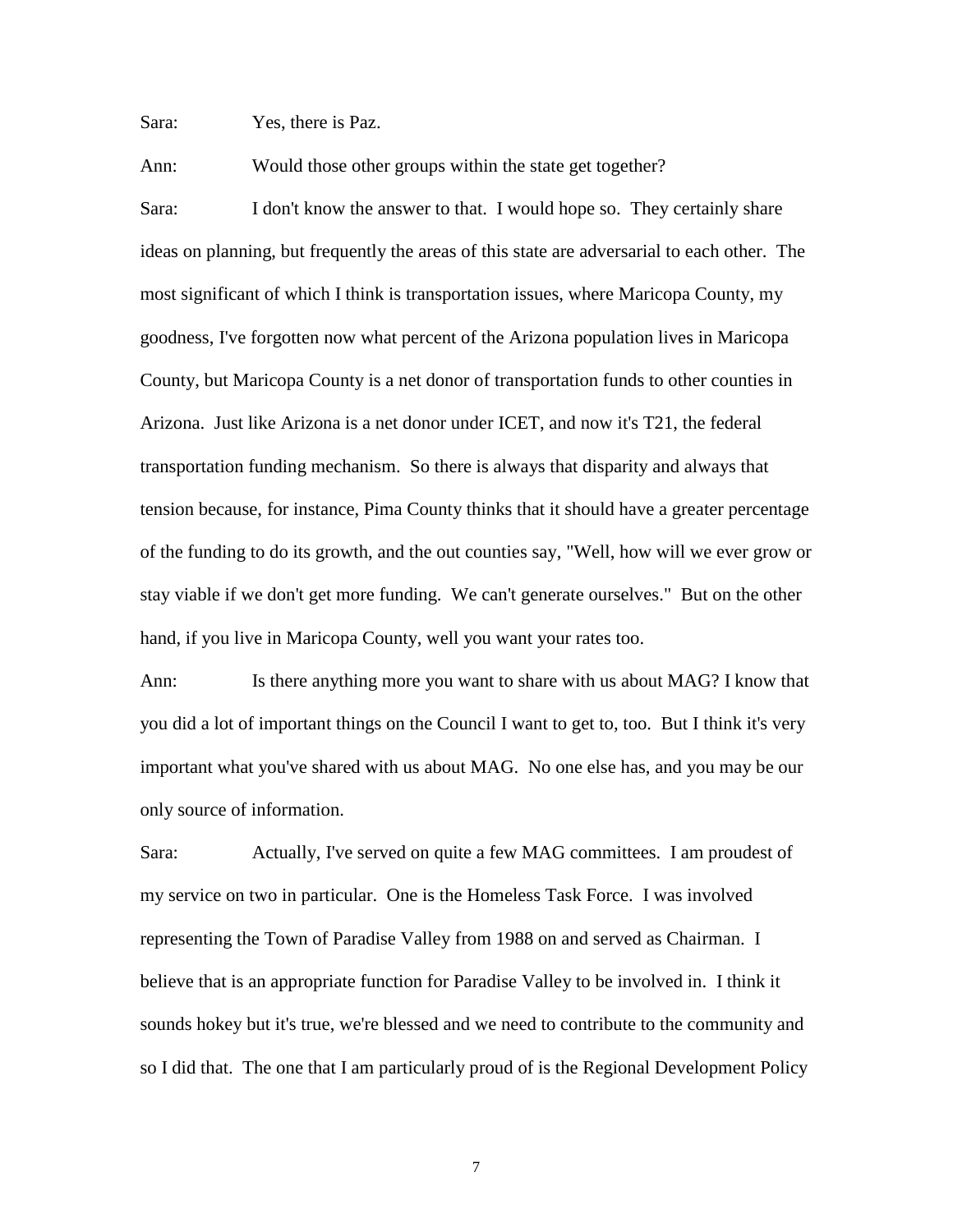Sara: Yes, there is Paz.

Ann: Would those other groups within the state get together?

Sara: I don't know the answer to that. I would hope so. They certainly share ideas on planning, but frequently the areas of this state are adversarial to each other. The most significant of which I think is transportation issues, where Maricopa County, my goodness, I've forgotten now what percent of the Arizona population lives in Maricopa County, but Maricopa County is a net donor of transportation funds to other counties in Arizona. Just like Arizona is a net donor under ICET, and now it's T21, the federal transportation funding mechanism. So there is always that disparity and always that tension because, for instance, Pima County thinks that it should have a greater percentage of the funding to do its growth, and the out counties say, "Well, how will we ever grow or stay viable if we don't get more funding. We can't generate ourselves." But on the other hand, if you live in Maricopa County, well you want your rates too.

Ann: Is there anything more you want to share with us about MAG? I know that you did a lot of important things on the Council I want to get to, too. But I think it's very important what you've shared with us about MAG. No one else has, and you may be our only source of information.

Sara: Actually, I've served on quite a few MAG committees. I am proudest of my service on two in particular. One is the Homeless Task Force. I was involved representing the Town of Paradise Valley from 1988 on and served as Chairman. I believe that is an appropriate function for Paradise Valley to be involved in. I think it sounds hokey but it's true, we're blessed and we need to contribute to the community and so I did that. The one that I am particularly proud of is the Regional Development Policy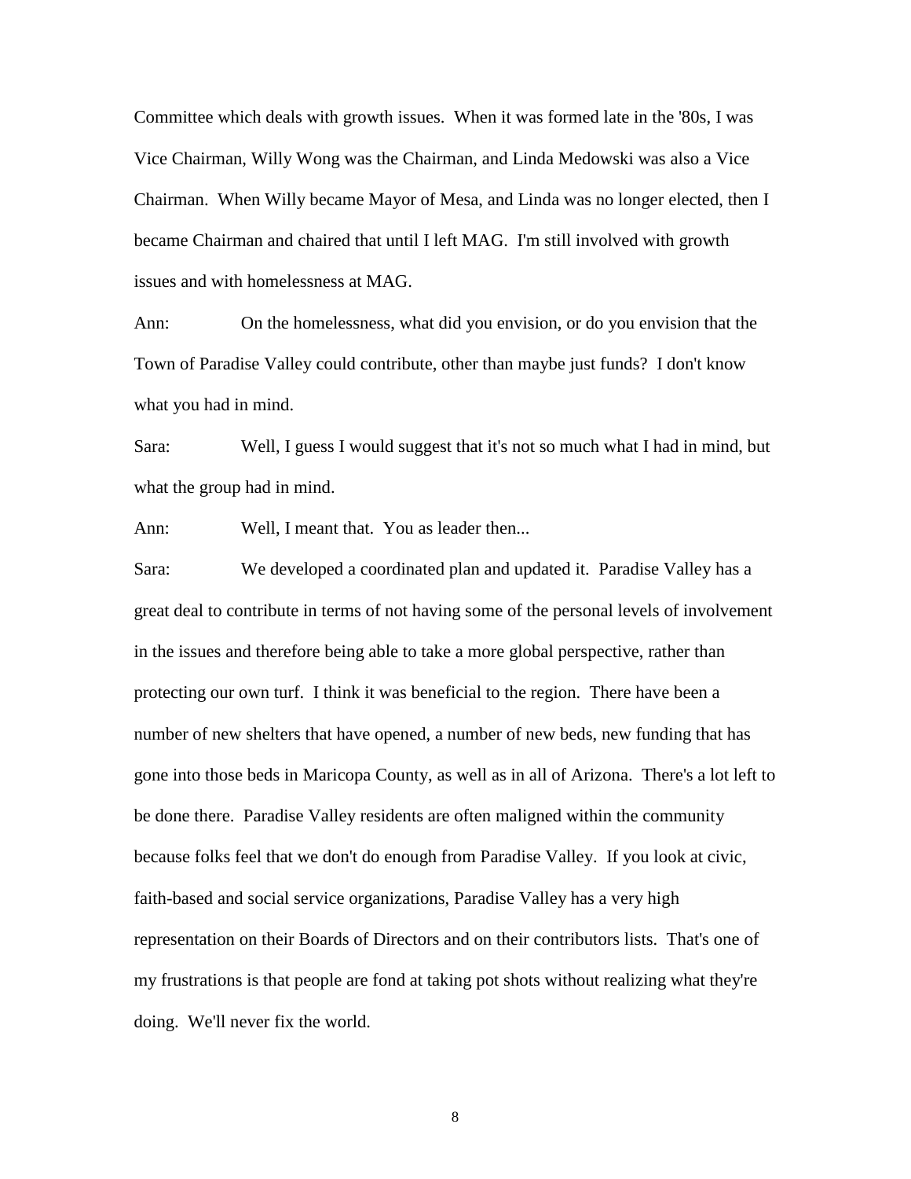Committee which deals with growth issues. When it was formed late in the '80s, I was Vice Chairman, Willy Wong was the Chairman, and Linda Medowski was also a Vice Chairman. When Willy became Mayor of Mesa, and Linda was no longer elected, then I became Chairman and chaired that until I left MAG. I'm still involved with growth issues and with homelessness at MAG.

Ann: On the homelessness, what did you envision, or do you envision that the Town of Paradise Valley could contribute, other than maybe just funds? I don't know what you had in mind.

Sara: Well, I guess I would suggest that it's not so much what I had in mind, but what the group had in mind.

Ann: Well, I meant that. You as leader then...

Sara: We developed a coordinated plan and updated it. Paradise Valley has a great deal to contribute in terms of not having some of the personal levels of involvement in the issues and therefore being able to take a more global perspective, rather than protecting our own turf. I think it was beneficial to the region. There have been a number of new shelters that have opened, a number of new beds, new funding that has gone into those beds in Maricopa County, as well as in all of Arizona. There's a lot left to be done there. Paradise Valley residents are often maligned within the community because folks feel that we don't do enough from Paradise Valley. If you look at civic, faith-based and social service organizations, Paradise Valley has a very high representation on their Boards of Directors and on their contributors lists. That's one of my frustrations is that people are fond at taking pot shots without realizing what they're doing. We'll never fix the world.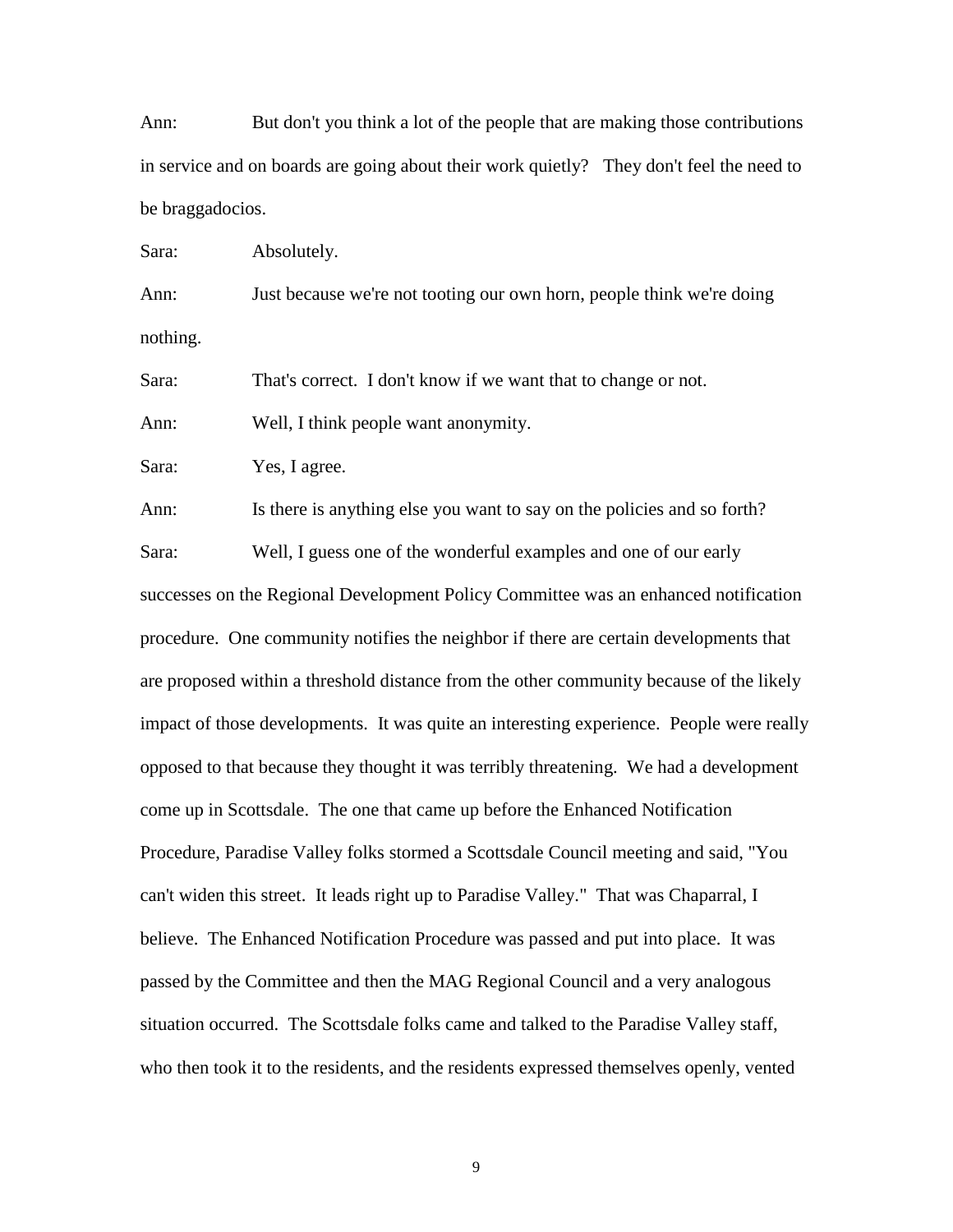Ann: But don't you think a lot of the people that are making those contributions in service and on boards are going about their work quietly? They don't feel the need to be braggadocios.

Sara: Absolutely.

Ann: Just because we're not tooting our own horn, people think we're doing nothing.

Sara: That's correct. I don't know if we want that to change or not.

Ann: Well, I think people want anonymity.

Sara: Yes, I agree.

Ann: Is there is anything else you want to say on the policies and so forth?

Sara: Well, I guess one of the wonderful examples and one of our early successes on the Regional Development Policy Committee was an enhanced notification procedure. One community notifies the neighbor if there are certain developments that are proposed within a threshold distance from the other community because of the likely impact of those developments. It was quite an interesting experience. People were really opposed to that because they thought it was terribly threatening. We had a development come up in Scottsdale. The one that came up before the Enhanced Notification Procedure, Paradise Valley folks stormed a Scottsdale Council meeting and said, "You can't widen this street. It leads right up to Paradise Valley." That was Chaparral, I believe. The Enhanced Notification Procedure was passed and put into place. It was passed by the Committee and then the MAG Regional Council and a very analogous situation occurred. The Scottsdale folks came and talked to the Paradise Valley staff, who then took it to the residents, and the residents expressed themselves openly, vented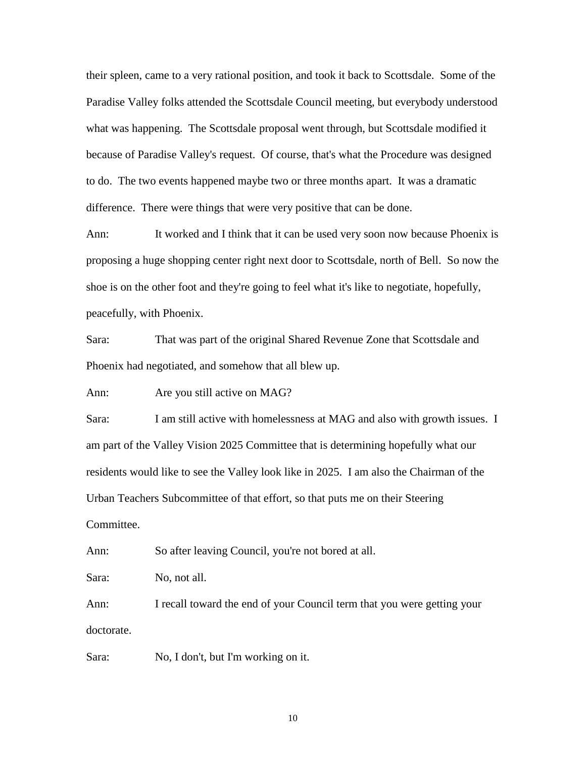their spleen, came to a very rational position, and took it back to Scottsdale. Some of the Paradise Valley folks attended the Scottsdale Council meeting, but everybody understood what was happening. The Scottsdale proposal went through, but Scottsdale modified it because of Paradise Valley's request. Of course, that's what the Procedure was designed to do. The two events happened maybe two or three months apart. It was a dramatic difference. There were things that were very positive that can be done.

Ann: It worked and I think that it can be used very soon now because Phoenix is proposing a huge shopping center right next door to Scottsdale, north of Bell. So now the shoe is on the other foot and they're going to feel what it's like to negotiate, hopefully, peacefully, with Phoenix.

Sara: That was part of the original Shared Revenue Zone that Scottsdale and Phoenix had negotiated, and somehow that all blew up.

Ann: Are you still active on MAG?

Sara: I am still active with homelessness at MAG and also with growth issues. I am part of the Valley Vision 2025 Committee that is determining hopefully what our residents would like to see the Valley look like in 2025. I am also the Chairman of the Urban Teachers Subcommittee of that effort, so that puts me on their Steering Committee.

Ann: So after leaving Council, you're not bored at all.

Sara: No, not all.

Ann: I recall toward the end of your Council term that you were getting your doctorate.

Sara: No, I don't, but I'm working on it.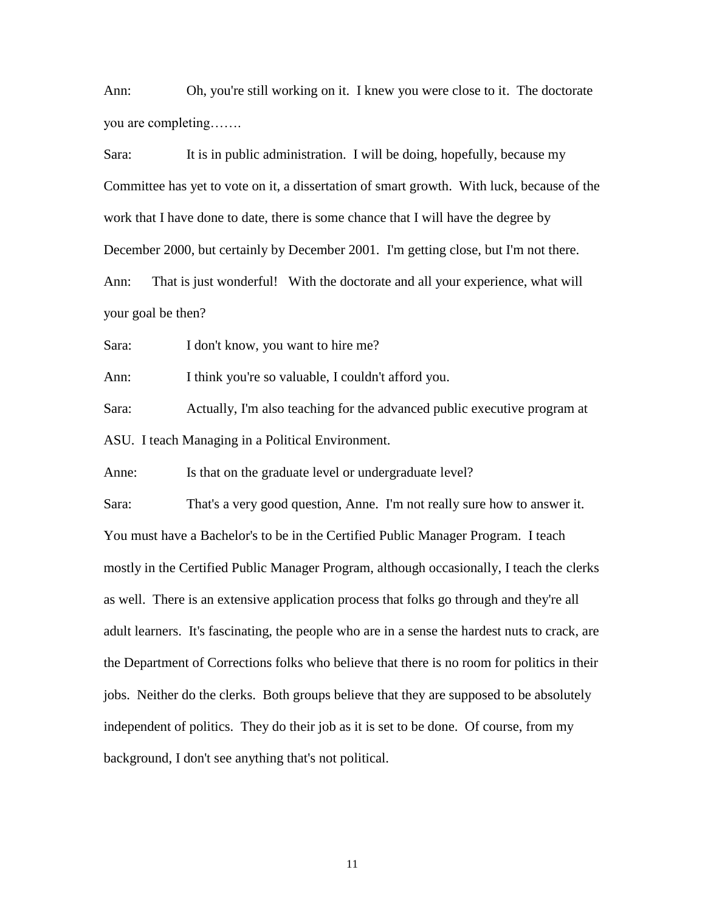Ann: Oh, you're still working on it. I knew you were close to it. The doctorate you are completing…….

Sara: It is in public administration. I will be doing, hopefully, because my Committee has yet to vote on it, a dissertation of smart growth. With luck, because of the work that I have done to date, there is some chance that I will have the degree by December 2000, but certainly by December 2001. I'm getting close, but I'm not there.

Ann: That is just wonderful! With the doctorate and all your experience, what will your goal be then?

Sara: I don't know, you want to hire me?

Ann: I think you're so valuable, I couldn't afford you.

Sara: Actually, I'm also teaching for the advanced public executive program at ASU. I teach Managing in a Political Environment.

Anne: Is that on the graduate level or undergraduate level?

Sara: That's a very good question, Anne. I'm not really sure how to answer it. You must have a Bachelor's to be in the Certified Public Manager Program. I teach mostly in the Certified Public Manager Program, although occasionally, I teach the clerks as well. There is an extensive application process that folks go through and they're all adult learners. It's fascinating, the people who are in a sense the hardest nuts to crack, are the Department of Corrections folks who believe that there is no room for politics in their jobs. Neither do the clerks. Both groups believe that they are supposed to be absolutely independent of politics. They do their job as it is set to be done. Of course, from my background, I don't see anything that's not political.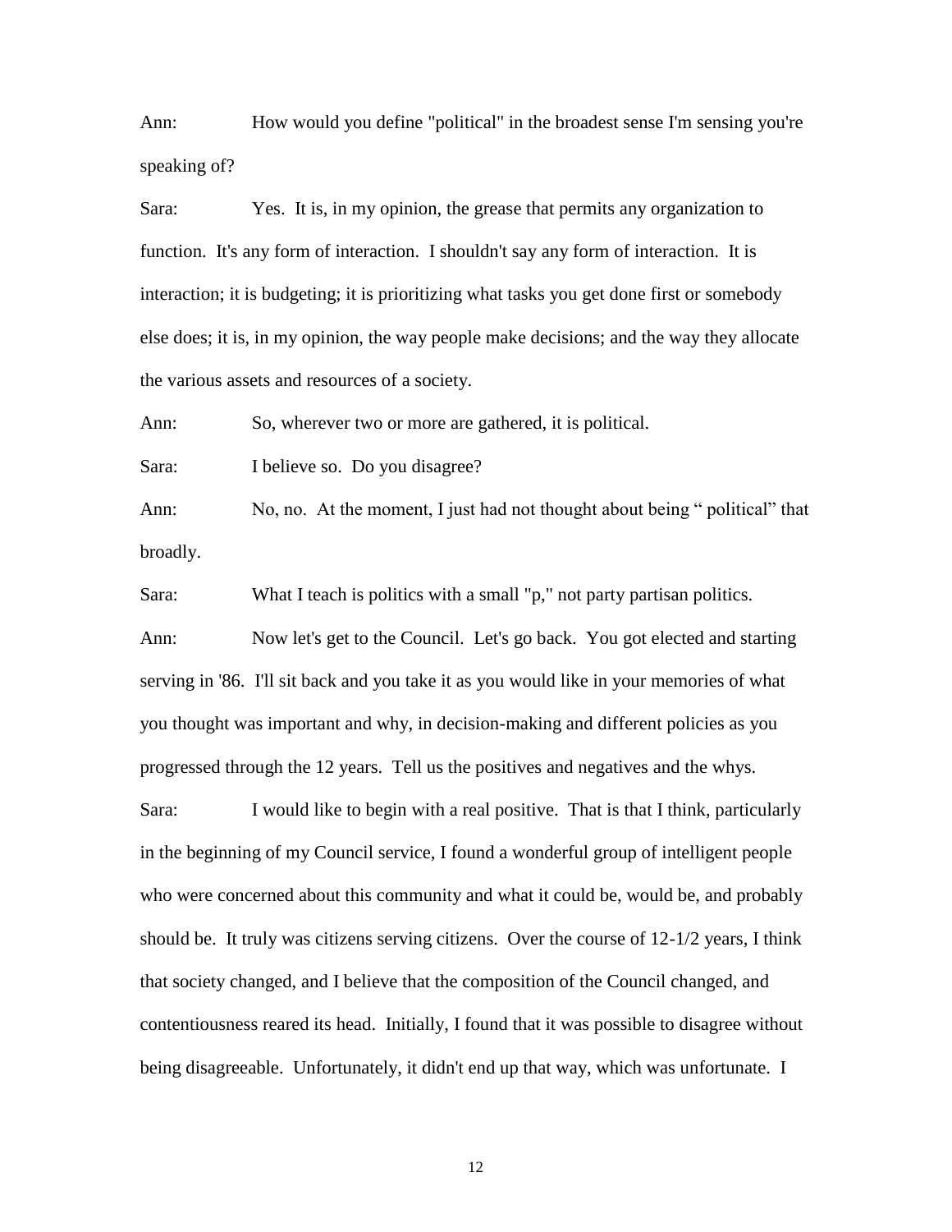Ann: How would you define "political" in the broadest sense I'm sensing you're speaking of?

Sara: Yes. It is, in my opinion, the grease that permits any organization to function. It's any form of interaction. I shouldn't say any form of interaction. It is interaction; it is budgeting; it is prioritizing what tasks you get done first or somebody else does; it is, in my opinion, the way people make decisions; and the way they allocate the various assets and resources of a society.

Ann: So, wherever two or more are gathered, it is political.

Sara: I believe so. Do you disagree?

Ann: No, no. At the moment, I just had not thought about being " political" that broadly.

Sara: What I teach is politics with a small "p," not party partisan politics.

Ann: Now let's get to the Council. Let's go back. You got elected and starting serving in '86. I'll sit back and you take it as you would like in your memories of what you thought was important and why, in decision-making and different policies as you progressed through the 12 years. Tell us the positives and negatives and the whys.

Sara: I would like to begin with a real positive. That is that I think, particularly in the beginning of my Council service, I found a wonderful group of intelligent people who were concerned about this community and what it could be, would be, and probably should be. It truly was citizens serving citizens. Over the course of 12-1/2 years, I think that society changed, and I believe that the composition of the Council changed, and contentiousness reared its head. Initially, I found that it was possible to disagree without being disagreeable. Unfortunately, it didn't end up that way, which was unfortunate. I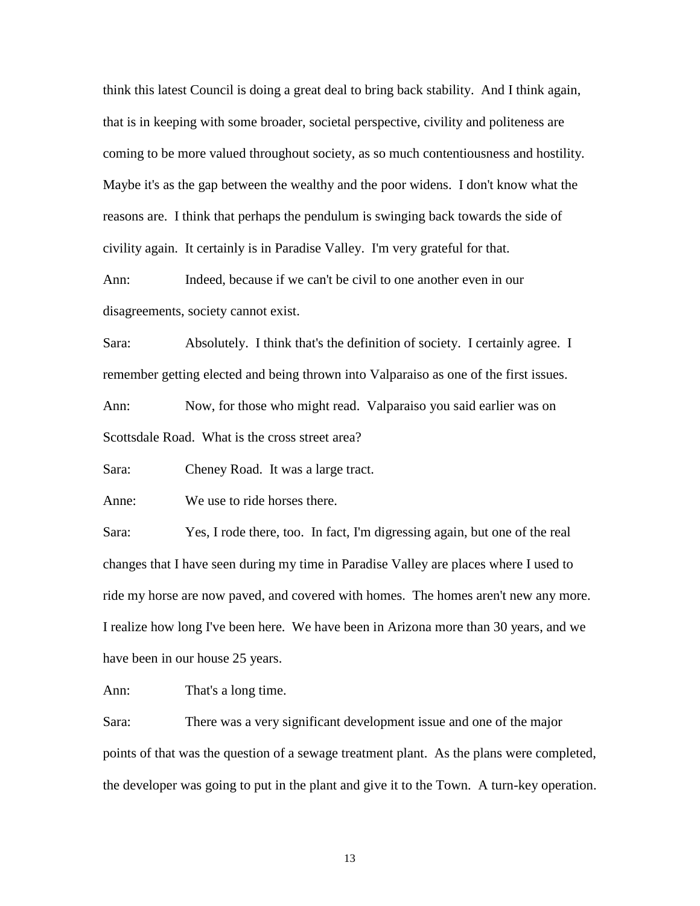think this latest Council is doing a great deal to bring back stability. And I think again, that is in keeping with some broader, societal perspective, civility and politeness are coming to be more valued throughout society, as so much contentiousness and hostility. Maybe it's as the gap between the wealthy and the poor widens. I don't know what the reasons are. I think that perhaps the pendulum is swinging back towards the side of civility again. It certainly is in Paradise Valley. I'm very grateful for that.

Ann: Indeed, because if we can't be civil to one another even in our disagreements, society cannot exist.

Sara: Absolutely. I think that's the definition of society. I certainly agree. I remember getting elected and being thrown into Valparaiso as one of the first issues.

Ann: Now, for those who might read. Valparaiso you said earlier was on Scottsdale Road. What is the cross street area?

Sara: Cheney Road. It was a large tract.

Anne: We use to ride horses there.

Sara: Yes, I rode there, too. In fact, I'm digressing again, but one of the real changes that I have seen during my time in Paradise Valley are places where I used to ride my horse are now paved, and covered with homes. The homes aren't new any more. I realize how long I've been here. We have been in Arizona more than 30 years, and we have been in our house 25 years.

Ann: That's a long time.

Sara: There was a very significant development issue and one of the major points of that was the question of a sewage treatment plant. As the plans were completed, the developer was going to put in the plant and give it to the Town. A turn-key operation.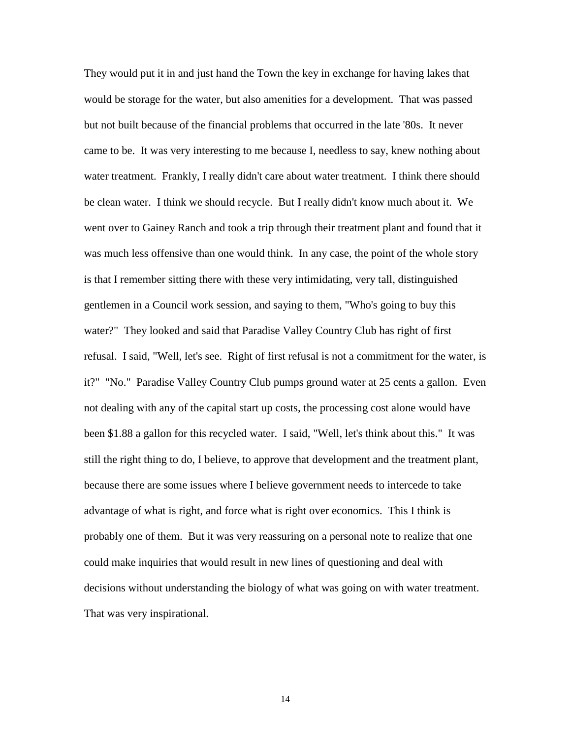They would put it in and just hand the Town the key in exchange for having lakes that would be storage for the water, but also amenities for a development. That was passed but not built because of the financial problems that occurred in the late '80s. It never came to be. It was very interesting to me because I, needless to say, knew nothing about water treatment. Frankly, I really didn't care about water treatment. I think there should be clean water. I think we should recycle. But I really didn't know much about it. We went over to Gainey Ranch and took a trip through their treatment plant and found that it was much less offensive than one would think. In any case, the point of the whole story is that I remember sitting there with these very intimidating, very tall, distinguished gentlemen in a Council work session, and saying to them, "Who's going to buy this water?" They looked and said that Paradise Valley Country Club has right of first refusal. I said, "Well, let's see. Right of first refusal is not a commitment for the water, is it?" "No." Paradise Valley Country Club pumps ground water at 25 cents a gallon. Even not dealing with any of the capital start up costs, the processing cost alone would have been $1.88 a gallon for this recycled water. I said, "Well, let's think about this." It was still the right thing to do, I believe, to approve that development and the treatment plant, because there are some issues where I believe government needs to intercede to take advantage of what is right, and force what is right over economics. This I think is probably one of them. But it was very reassuring on a personal note to realize that one could make inquiries that would result in new lines of questioning and deal with decisions without understanding the biology of what was going on with water treatment. That was very inspirational.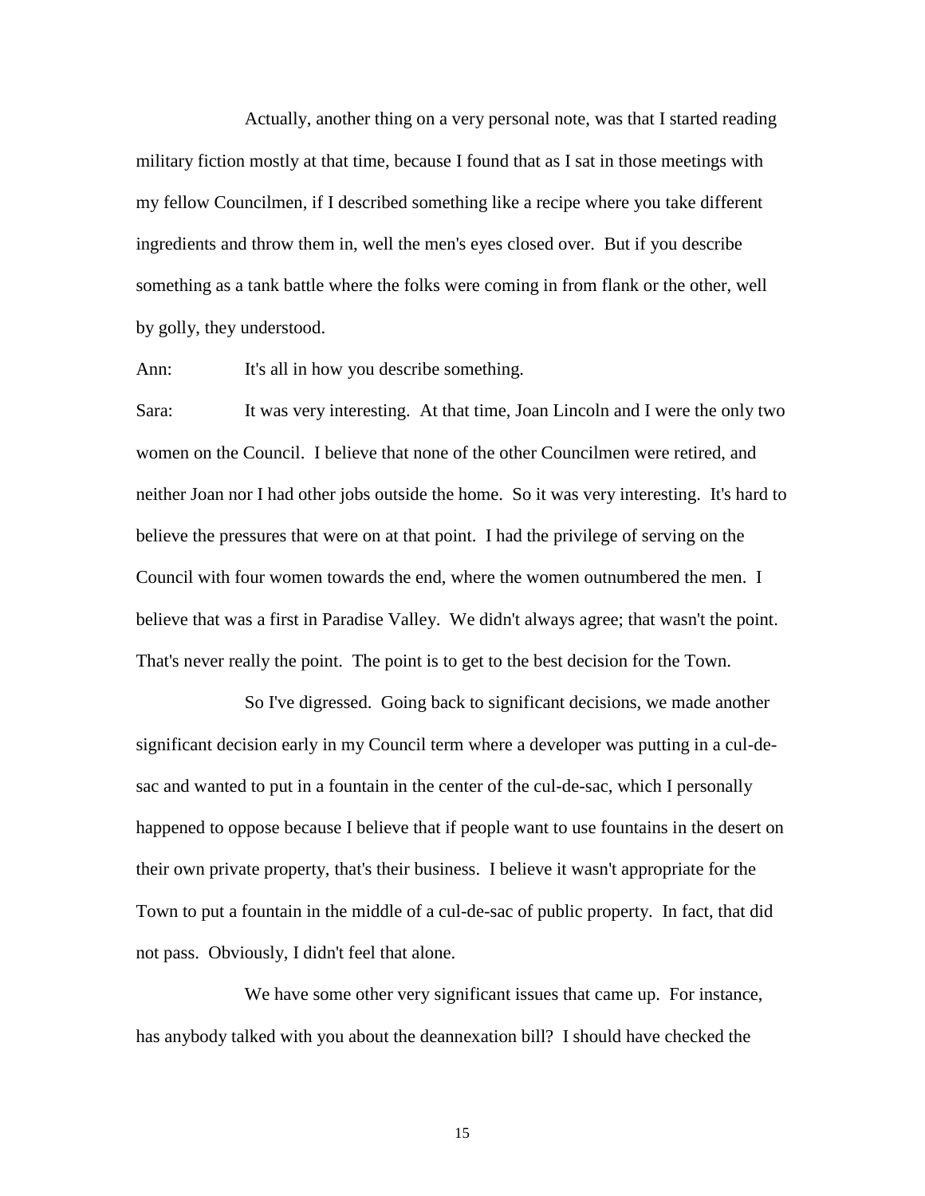Actually, another thing on a very personal note, was that I started reading military fiction mostly at that time, because I found that as I sat in those meetings with my fellow Councilmen, if I described something like a recipe where you take different ingredients and throw them in, well the men's eyes closed over. But if you describe something as a tank battle where the folks were coming in from flank or the other, well by golly, they understood.

Ann: It's all in how you describe something.

Sara: It was very interesting. At that time, Joan Lincoln and I were the only two women on the Council. I believe that none of the other Councilmen were retired, and neither Joan nor I had other jobs outside the home. So it was very interesting. It's hard to believe the pressures that were on at that point. I had the privilege of serving on the Council with four women towards the end, where the women outnumbered the men. I believe that was a first in Paradise Valley. We didn't always agree; that wasn't the point. That's never really the point. The point is to get to the best decision for the Town.

So I've digressed. Going back to significant decisions, we made another significant decision early in my Council term where a developer was putting in a cul-de-sac and wanted to put in a fountain in the center of the cul-de-sac, which I personally happened to oppose because I believe that if people want to use fountains in the desert on their own private property, that's their business. I believe it wasn't appropriate for the Town to put a fountain in the middle of a cul-de-sac of public property. In fact, that did not pass. Obviously, I didn't feel that alone.

We have some other very significant issues that came up. For instance, has anybody talked with you about the deannexation bill? I should have checked the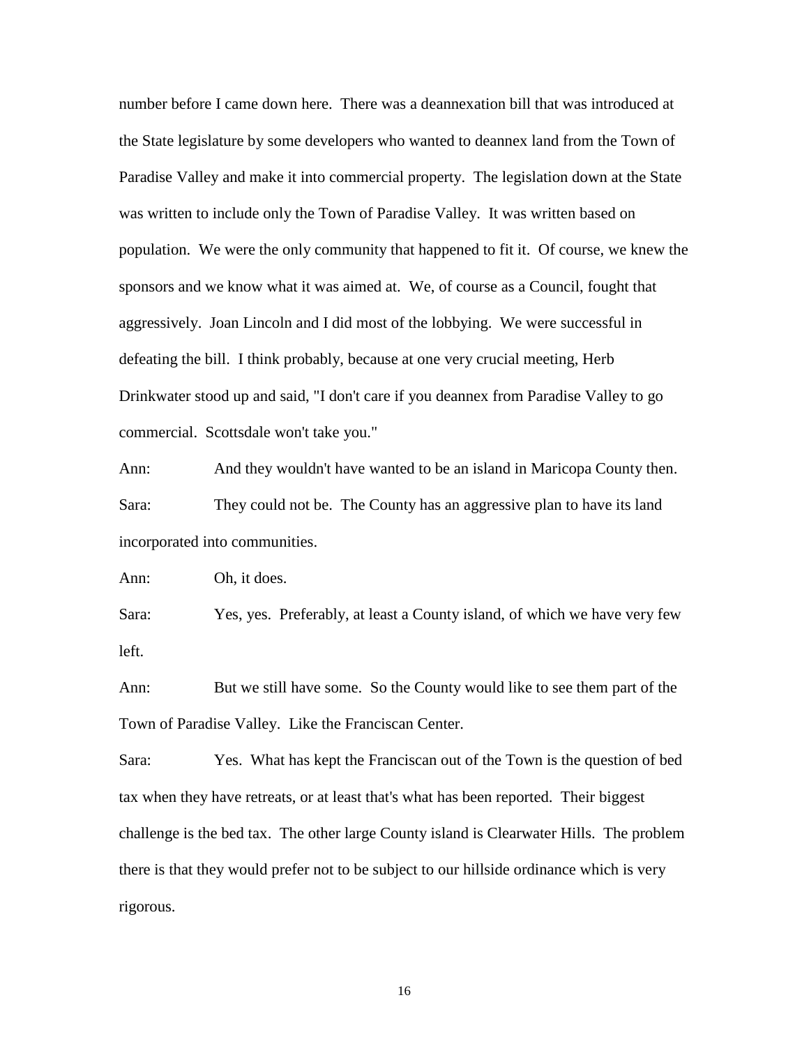number before I came down here. There was a deannexation bill that was introduced at the State legislature by some developers who wanted to deannex land from the Town of Paradise Valley and make it into commercial property. The legislation down at the State was written to include only the Town of Paradise Valley. It was written based on population. We were the only community that happened to fit it. Of course, we knew the sponsors and we know what it was aimed at. We, of course as a Council, fought that aggressively. Joan Lincoln and I did most of the lobbying. We were successful in defeating the bill. I think probably, because at one very crucial meeting, Herb Drinkwater stood up and said, "I don't care if you deannex from Paradise Valley to go commercial. Scottsdale won't take you."

Ann: And they wouldn't have wanted to be an island in Maricopa County then.

Sara: They could not be. The County has an aggressive plan to have its land incorporated into communities.

Ann: Oh, it does.

Sara: Yes, yes. Preferably, at least a County island, of which we have very few left.

Ann: But we still have some. So the County would like to see them part of the Town of Paradise Valley. Like the Franciscan Center.

Sara: Yes. What has kept the Franciscan out of the Town is the question of bed tax when they have retreats, or at least that's what has been reported. Their biggest challenge is the bed tax. The other large County island is Clearwater Hills. The problem there is that they would prefer not to be subject to our hillside ordinance which is very rigorous.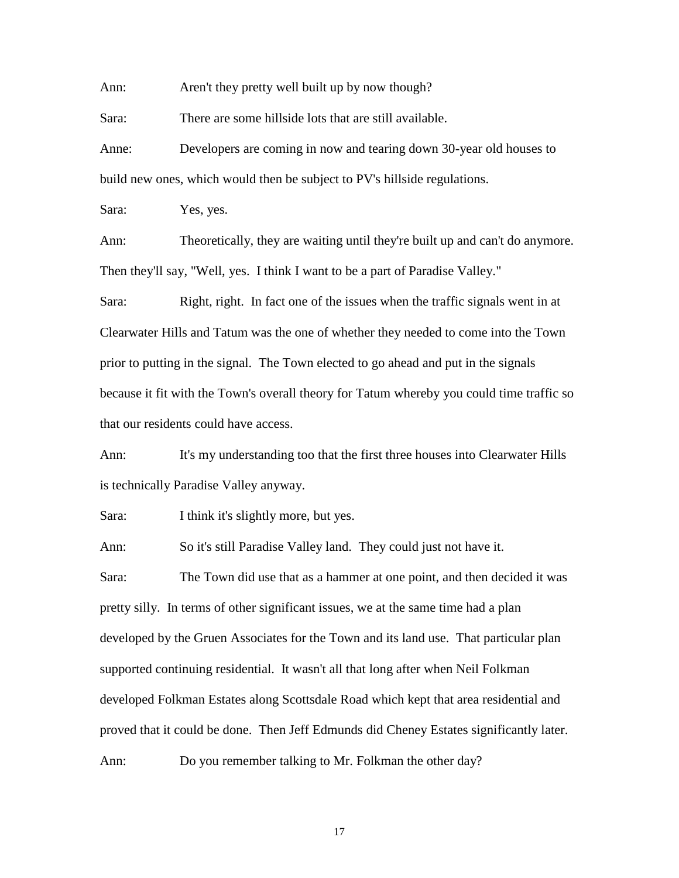Ann: Aren't they pretty well built up by now though?

Sara: There are some hillside lots that are still available.

Anne: Developers are coming in now and tearing down 30-year old houses to build new ones, which would then be subject to PV's hillside regulations.

Sara: Yes, yes.

Ann: Theoretically, they are waiting until they're built up and can't do anymore. Then they'll say, "Well, yes. I think I want to be a part of Paradise Valley."

Sara: Right, right. In fact one of the issues when the traffic signals went in at Clearwater Hills and Tatum was the one of whether they needed to come into the Town prior to putting in the signal. The Town elected to go ahead and put in the signals because it fit with the Town's overall theory for Tatum whereby you could time traffic so that our residents could have access.

Ann: It's my understanding too that the first three houses into Clearwater Hills is technically Paradise Valley anyway.

Sara: I think it's slightly more, but yes.

Ann: So it's still Paradise Valley land. They could just not have it.

Sara: The Town did use that as a hammer at one point, and then decided it was pretty silly. In terms of other significant issues, we at the same time had a plan developed by the Gruen Associates for the Town and its land use. That particular plan supported continuing residential. It wasn't all that long after when Neil Folkman developed Folkman Estates along Scottsdale Road which kept that area residential and proved that it could be done. Then Jeff Edmunds did Cheney Estates significantly later.

Ann: Do you remember talking to Mr. Folkman the other day?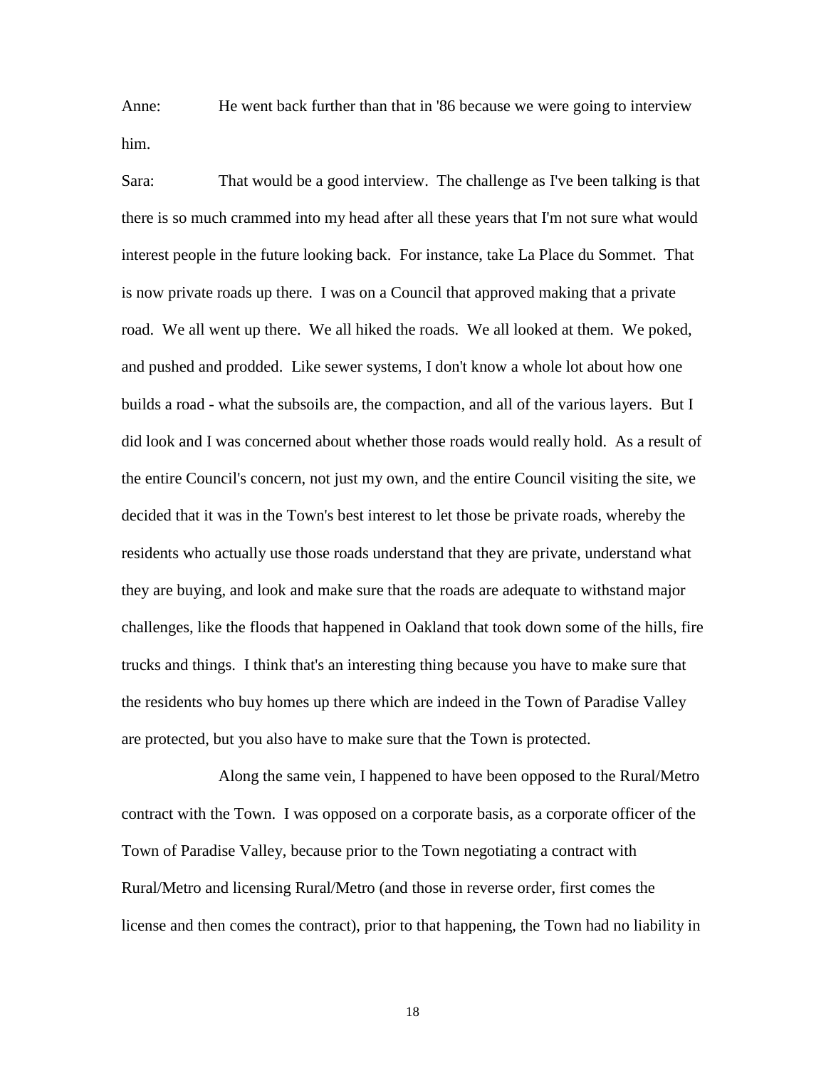Anne: He went back further than that in '86 because we were going to interview him.

Sara: That would be a good interview. The challenge as I've been talking is that there is so much crammed into my head after all these years that I'm not sure what would interest people in the future looking back. For instance, take La Place du Sommet. That is now private roads up there. I was on a Council that approved making that a private road. We all went up there. We all hiked the roads. We all looked at them. We poked, and pushed and prodded. Like sewer systems, I don't know a whole lot about how one builds a road - what the subsoils are, the compaction, and all of the various layers. But I did look and I was concerned about whether those roads would really hold. As a result of the entire Council's concern, not just my own, and the entire Council visiting the site, we decided that it was in the Town's best interest to let those be private roads, whereby the residents who actually use those roads understand that they are private, understand what they are buying, and look and make sure that the roads are adequate to withstand major challenges, like the floods that happened in Oakland that took down some of the hills, fire trucks and things. I think that's an interesting thing because you have to make sure that the residents who buy homes up there which are indeed in the Town of Paradise Valley are protected, but you also have to make sure that the Town is protected.

Along the same vein, I happened to have been opposed to the Rural/Metro contract with the Town. I was opposed on a corporate basis, as a corporate officer of the Town of Paradise Valley, because prior to the Town negotiating a contract with Rural/Metro and licensing Rural/Metro (and those in reverse order, first comes the license and then comes the contract), prior to that happening, the Town had no liability in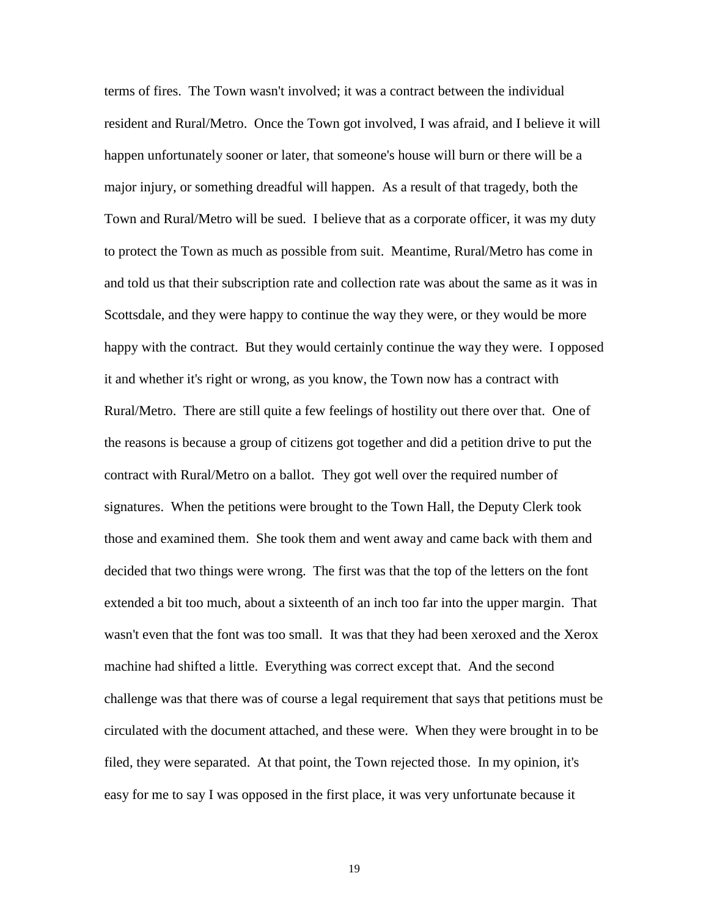terms of fires. The Town wasn't involved; it was a contract between the individual resident and Rural/Metro. Once the Town got involved, I was afraid, and I believe it will happen unfortunately sooner or later, that someone's house will burn or there will be a major injury, or something dreadful will happen. As a result of that tragedy, both the Town and Rural/Metro will be sued. I believe that as a corporate officer, it was my duty to protect the Town as much as possible from suit. Meantime, Rural/Metro has come in and told us that their subscription rate and collection rate was about the same as it was in Scottsdale, and they were happy to continue the way they were, or they would be more happy with the contract. But they would certainly continue the way they were. I opposed it and whether it's right or wrong, as you know, the Town now has a contract with Rural/Metro. There are still quite a few feelings of hostility out there over that. One of the reasons is because a group of citizens got together and did a petition drive to put the contract with Rural/Metro on a ballot. They got well over the required number of signatures. When the petitions were brought to the Town Hall, the Deputy Clerk took those and examined them. She took them and went away and came back with them and decided that two things were wrong. The first was that the top of the letters on the font extended a bit too much, about a sixteenth of an inch too far into the upper margin. That wasn't even that the font was too small. It was that they had been xeroxed and the Xerox machine had shifted a little. Everything was correct except that. And the second challenge was that there was of course a legal requirement that says that petitions must be circulated with the document attached, and these were. When they were brought in to be filed, they were separated. At that point, the Town rejected those. In my opinion, it's easy for me to say I was opposed in the first place, it was very unfortunate because it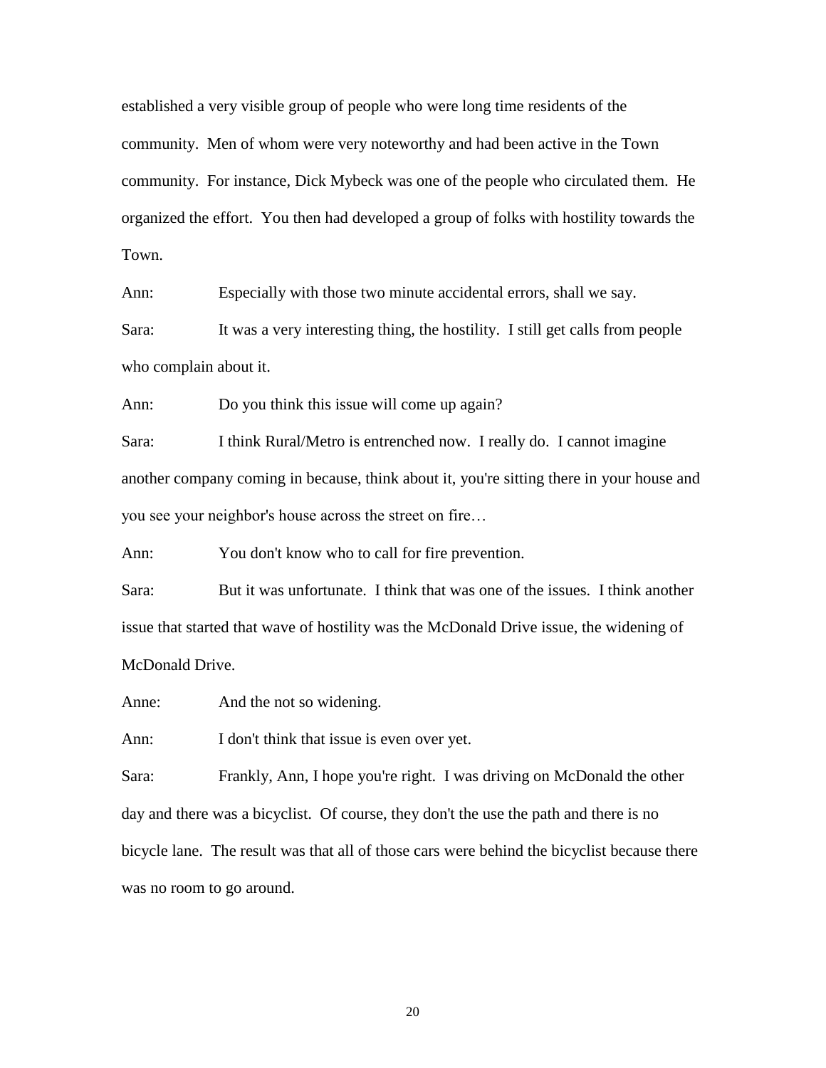established a very visible group of people who were long time residents of the community. Men of whom were very noteworthy and had been active in the Town community. For instance, Dick Mybeck was one of the people who circulated them. He organized the effort. You then had developed a group of folks with hostility towards the Town.

Ann: Especially with those two minute accidental errors, shall we say.

Sara: It was a very interesting thing, the hostility. I still get calls from people who complain about it.

Ann: Do you think this issue will come up again?

Sara: I think Rural/Metro is entrenched now. I really do. I cannot imagine another company coming in because, think about it, you're sitting there in your house and you see your neighbor's house across the street on fire…

Ann: You don't know who to call for fire prevention.

Sara: But it was unfortunate. I think that was one of the issues. I think another issue that started that wave of hostility was the McDonald Drive issue, the widening of McDonald Drive.

Anne: And the not so widening.

Ann: I don't think that issue is even over yet.

Sara: Frankly, Ann, I hope you're right. I was driving on McDonald the other day and there was a bicyclist. Of course, they don't the use the path and there is no bicycle lane. The result was that all of those cars were behind the bicyclist because there was no room to go around.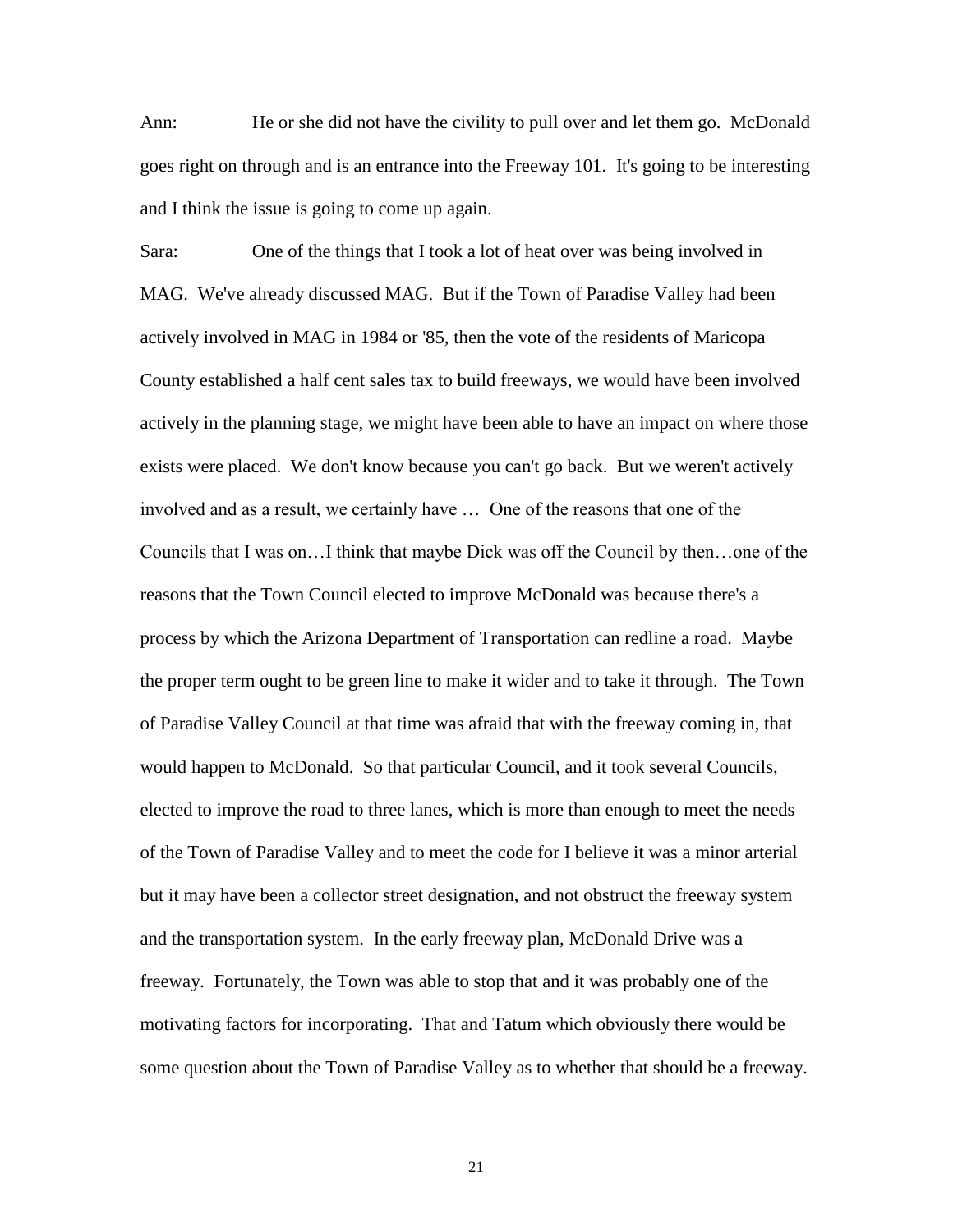Ann: He or she did not have the civility to pull over and let them go. McDonald goes right on through and is an entrance into the Freeway 101. It's going to be interesting and I think the issue is going to come up again.

Sara: One of the things that I took a lot of heat over was being involved in MAG. We've already discussed MAG. But if the Town of Paradise Valley had been actively involved in MAG in 1984 or '85, then the vote of the residents of Maricopa County established a half cent sales tax to build freeways, we would have been involved actively in the planning stage, we might have been able to have an impact on where those exists were placed. We don't know because you can't go back. But we weren't actively involved and as a result, we certainly have … One of the reasons that one of the Councils that I was on…I think that maybe Dick was off the Council by then…one of the reasons that the Town Council elected to improve McDonald was because there's a process by which the Arizona Department of Transportation can redline a road. Maybe the proper term ought to be green line to make it wider and to take it through. The Town of Paradise Valley Council at that time was afraid that with the freeway coming in, that would happen to McDonald. So that particular Council, and it took several Councils, elected to improve the road to three lanes, which is more than enough to meet the needs of the Town of Paradise Valley and to meet the code for I believe it was a minor arterial but it may have been a collector street designation, and not obstruct the freeway system and the transportation system. In the early freeway plan, McDonald Drive was a freeway. Fortunately, the Town was able to stop that and it was probably one of the motivating factors for incorporating. That and Tatum which obviously there would be some question about the Town of Paradise Valley as to whether that should be a freeway.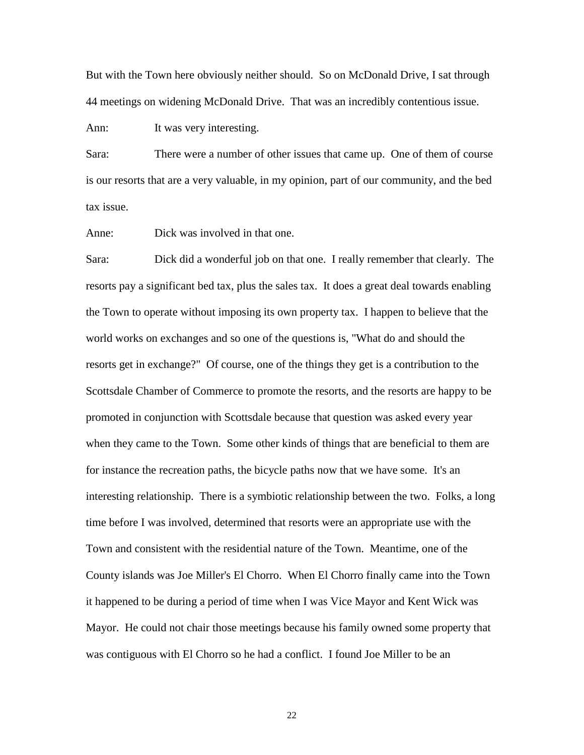But with the Town here obviously neither should. So on McDonald Drive, I sat through 44 meetings on widening McDonald Drive. That was an incredibly contentious issue.

Ann: It was very interesting.

Sara: There were a number of other issues that came up. One of them of course is our resorts that are a very valuable, in my opinion, part of our community, and the bed tax issue.

Anne: Dick was involved in that one.

Sara: Dick did a wonderful job on that one. I really remember that clearly. The resorts pay a significant bed tax, plus the sales tax. It does a great deal towards enabling the Town to operate without imposing its own property tax. I happen to believe that the world works on exchanges and so one of the questions is, "What do and should the resorts get in exchange?" Of course, one of the things they get is a contribution to the Scottsdale Chamber of Commerce to promote the resorts, and the resorts are happy to be promoted in conjunction with Scottsdale because that question was asked every year when they came to the Town. Some other kinds of things that are beneficial to them are for instance the recreation paths, the bicycle paths now that we have some. It's an interesting relationship. There is a symbiotic relationship between the two. Folks, a long time before I was involved, determined that resorts were an appropriate use with the Town and consistent with the residential nature of the Town. Meantime, one of the County islands was Joe Miller's El Chorro. When El Chorro finally came into the Town it happened to be during a period of time when I was Vice Mayor and Kent Wick was Mayor. He could not chair those meetings because his family owned some property that was contiguous with El Chorro so he had a conflict. I found Joe Miller to be an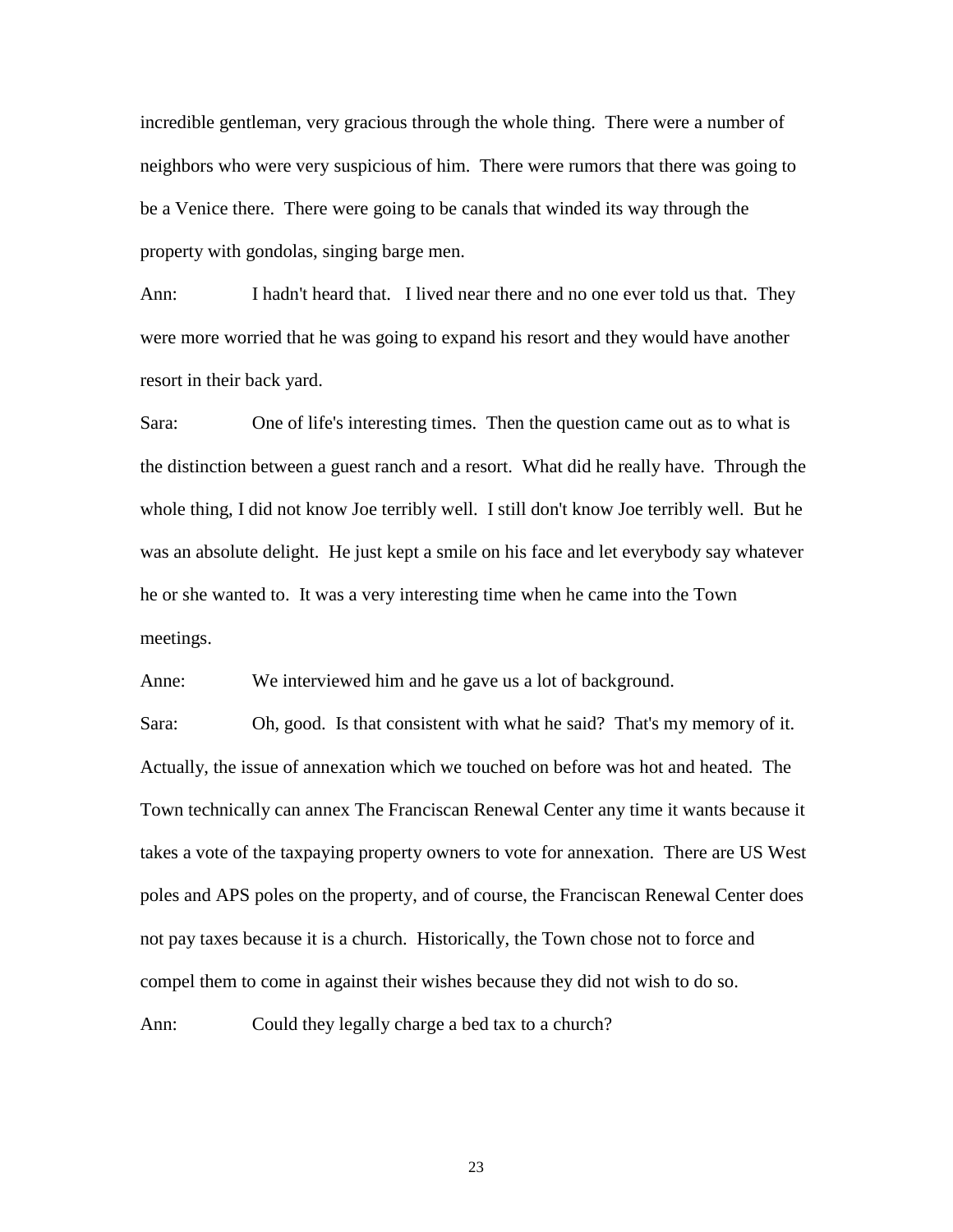incredible gentleman, very gracious through the whole thing. There were a number of neighbors who were very suspicious of him. There were rumors that there was going to be a Venice there. There were going to be canals that winded its way through the property with gondolas, singing barge men.

Ann: I hadn't heard that. I lived near there and no one ever told us that. They were more worried that he was going to expand his resort and they would have another resort in their back yard.

Sara: One of life's interesting times. Then the question came out as to what is the distinction between a guest ranch and a resort. What did he really have. Through the whole thing, I did not know Joe terribly well. I still don't know Joe terribly well. But he was an absolute delight. He just kept a smile on his face and let everybody say whatever he or she wanted to. It was a very interesting time when he came into the Town meetings.

Anne: We interviewed him and he gave us a lot of background.

Sara: Oh, good. Is that consistent with what he said? That's my memory of it. Actually, the issue of annexation which we touched on before was hot and heated. The Town technically can annex The Franciscan Renewal Center any time it wants because it takes a vote of the taxpaying property owners to vote for annexation. There are US West poles and APS poles on the property, and of course, the Franciscan Renewal Center does not pay taxes because it is a church. Historically, the Town chose not to force and compel them to come in against their wishes because they did not wish to do so.

Ann: Could they legally charge a bed tax to a church?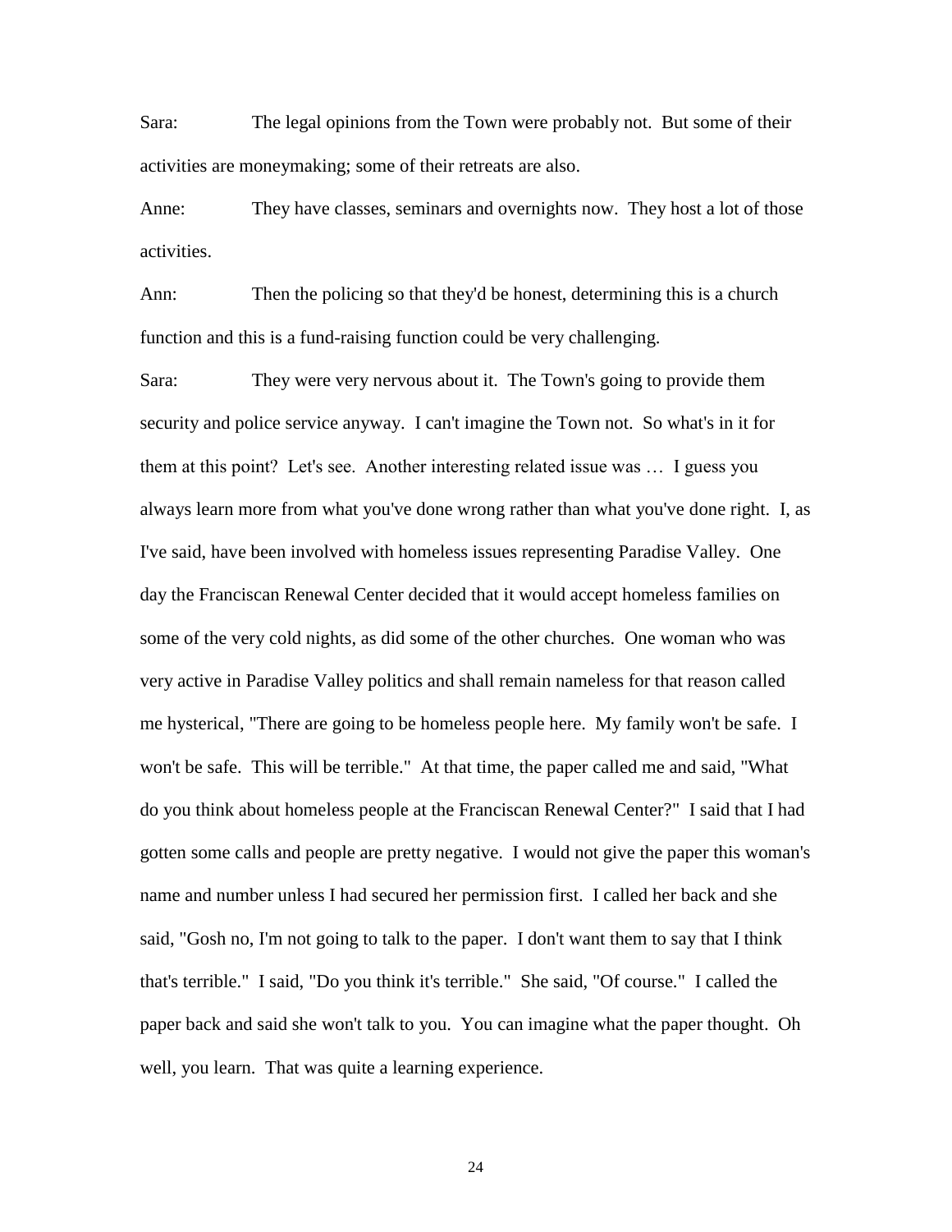Sara: The legal opinions from the Town were probably not. But some of their activities are moneymaking; some of their retreats are also.

Anne: They have classes, seminars and overnights now. They host a lot of those activities.

Ann: Then the policing so that they'd be honest, determining this is a church function and this is a fund-raising function could be very challenging.

Sara: They were very nervous about it. The Town's going to provide them security and police service anyway. I can't imagine the Town not. So what's in it for them at this point? Let's see. Another interesting related issue was … I guess you always learn more from what you've done wrong rather than what you've done right. I, as I've said, have been involved with homeless issues representing Paradise Valley. One day the Franciscan Renewal Center decided that it would accept homeless families on some of the very cold nights, as did some of the other churches. One woman who was very active in Paradise Valley politics and shall remain nameless for that reason called me hysterical, "There are going to be homeless people here. My family won't be safe. I won't be safe. This will be terrible." At that time, the paper called me and said, "What do you think about homeless people at the Franciscan Renewal Center?" I said that I had gotten some calls and people are pretty negative. I would not give the paper this woman's name and number unless I had secured her permission first. I called her back and she said, "Gosh no, I'm not going to talk to the paper. I don't want them to say that I think that's terrible." I said, "Do you think it's terrible." She said, "Of course." I called the paper back and said she won't talk to you. You can imagine what the paper thought. Oh well, you learn. That was quite a learning experience.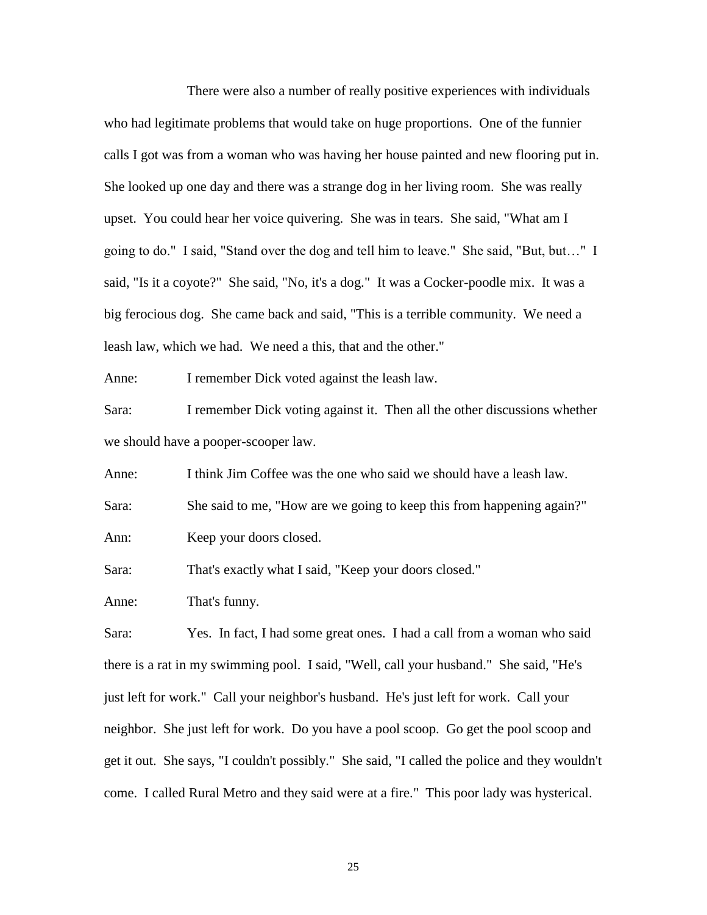There were also a number of really positive experiences with individuals who had legitimate problems that would take on huge proportions. One of the funnier calls I got was from a woman who was having her house painted and new flooring put in. She looked up one day and there was a strange dog in her living room. She was really upset. You could hear her voice quivering. She was in tears. She said, "What am I going to do." I said, "Stand over the dog and tell him to leave." She said, "But, but…" I said, "Is it a coyote?" She said, "No, it's a dog." It was a Cocker-poodle mix. It was a big ferocious dog. She came back and said, "This is a terrible community. We need a leash law, which we had. We need a this, that and the other."

Anne: I remember Dick voted against the leash law.

Sara: I remember Dick voting against it. Then all the other discussions whether we should have a pooper-scooper law.

Anne: I think Jim Coffee was the one who said we should have a leash law.

Sara: She said to me, "How are we going to keep this from happening again?"

Ann: Keep your doors closed.

Sara: That's exactly what I said, "Keep your doors closed."

Anne: That's funny.

Sara: Yes. In fact, I had some great ones. I had a call from a woman who said there is a rat in my swimming pool. I said, "Well, call your husband." She said, "He's just left for work." Call your neighbor's husband. He's just left for work. Call your neighbor. She just left for work. Do you have a pool scoop. Go get the pool scoop and get it out. She says, "I couldn't possibly." She said, "I called the police and they wouldn't come. I called Rural Metro and they said were at a fire." This poor lady was hysterical.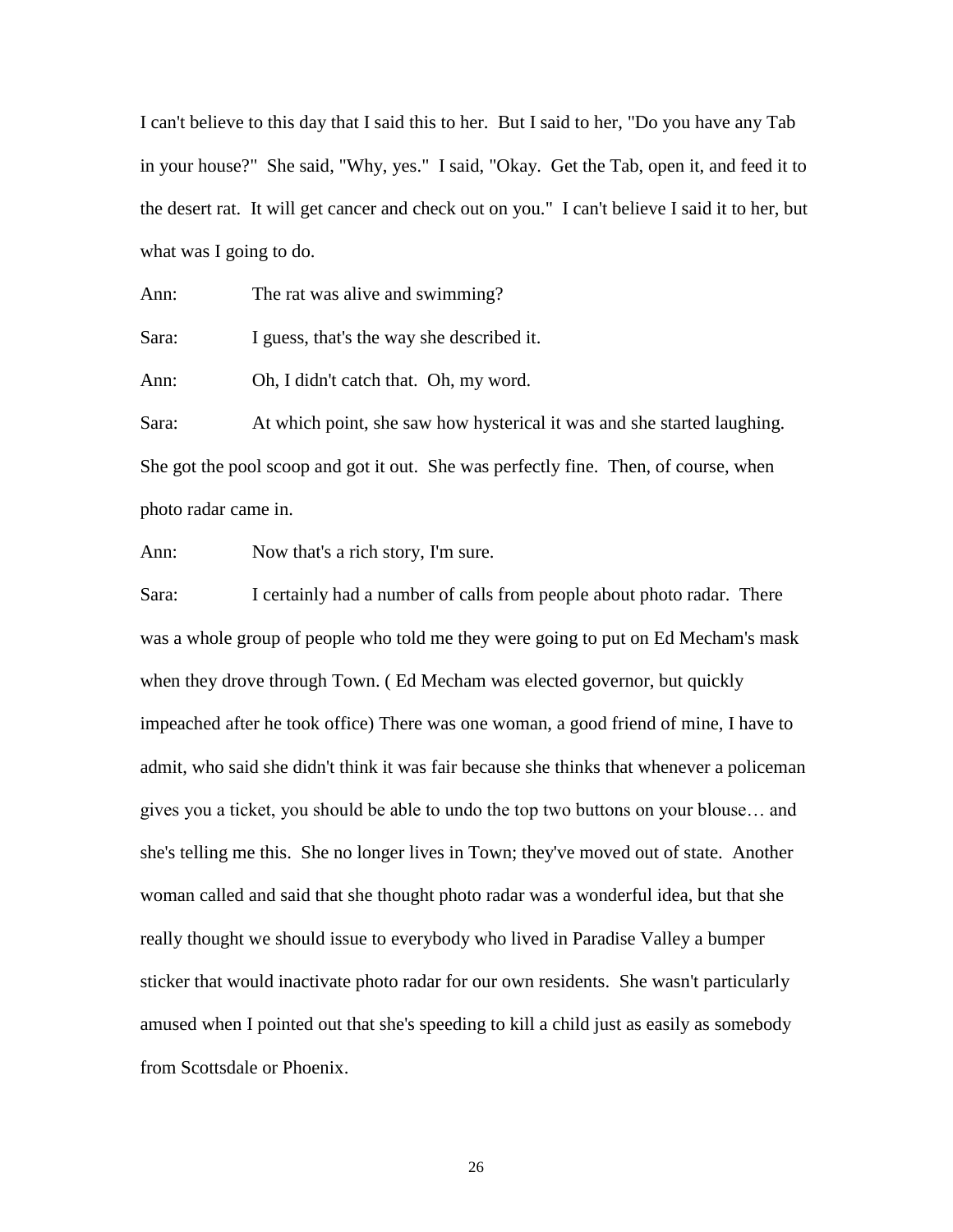I can't believe to this day that I said this to her. But I said to her, "Do you have any Tab in your house?" She said, "Why, yes." I said, "Okay. Get the Tab, open it, and feed it to the desert rat. It will get cancer and check out on you." I can't believe I said it to her, but what was I going to do.

Ann: The rat was alive and swimming?

Sara: I guess, that's the way she described it.

Ann: Oh, I didn't catch that. Oh, my word.

Sara: At which point, she saw how hysterical it was and she started laughing. She got the pool scoop and got it out. She was perfectly fine. Then, of course, when photo radar came in.

Ann: Now that's a rich story, I'm sure.

Sara: I certainly had a number of calls from people about photo radar. There was a whole group of people who told me they were going to put on Ed Mecham's mask when they drove through Town. ( Ed Mecham was elected governor, but quickly impeached after he took office) There was one woman, a good friend of mine, I have to admit, who said she didn't think it was fair because she thinks that whenever a policeman gives you a ticket, you should be able to undo the top two buttons on your blouse… and she's telling me this. She no longer lives in Town; they've moved out of state. Another woman called and said that she thought photo radar was a wonderful idea, but that she really thought we should issue to everybody who lived in Paradise Valley a bumper sticker that would inactivate photo radar for our own residents. She wasn't particularly amused when I pointed out that she's speeding to kill a child just as easily as somebody from Scottsdale or Phoenix.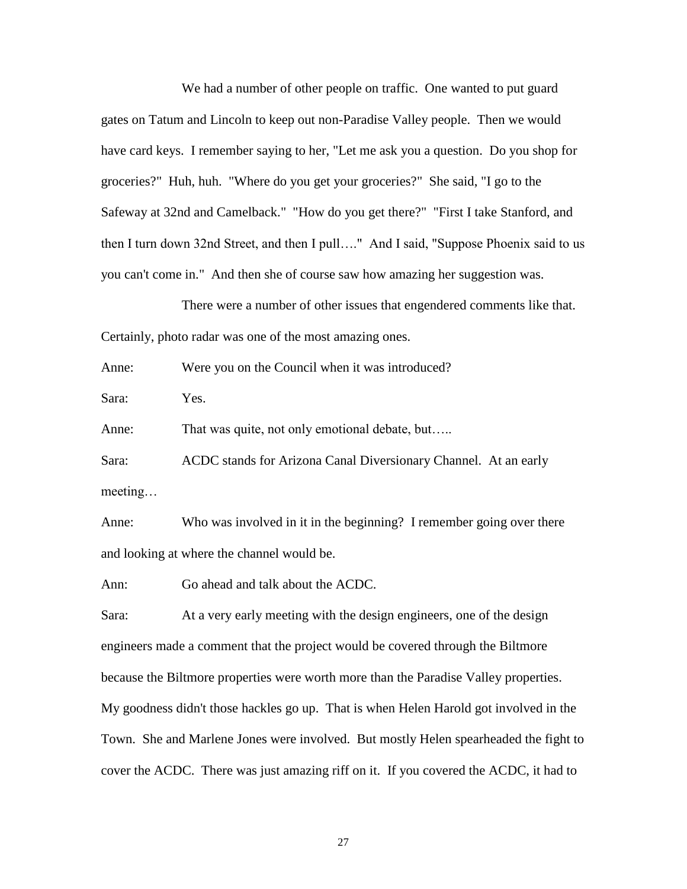We had a number of other people on traffic. One wanted to put guard gates on Tatum and Lincoln to keep out non-Paradise Valley people. Then we would have card keys. I remember saying to her, "Let me ask you a question. Do you shop for groceries?" Huh, huh. "Where do you get your groceries?" She said, "I go to the Safeway at 32nd and Camelback." "How do you get there?" "First I take Stanford, and then I turn down 32nd Street, and then I pull…." And I said, "Suppose Phoenix said to us you can't come in." And then she of course saw how amazing her suggestion was.

There were a number of other issues that engendered comments like that. Certainly, photo radar was one of the most amazing ones.

Anne: Were you on the Council when it was introduced?

Sara: Yes.

Anne: That was quite, not only emotional debate, but…..

Sara: ACDC stands for Arizona Canal Diversionary Channel. At an early meeting…

Anne: Who was involved in it in the beginning? I remember going over there and looking at where the channel would be.

Ann: Go ahead and talk about the ACDC.

Sara: At a very early meeting with the design engineers, one of the design engineers made a comment that the project would be covered through the Biltmore because the Biltmore properties were worth more than the Paradise Valley properties. My goodness didn't those hackles go up. That is when Helen Harold got involved in the Town. She and Marlene Jones were involved. But mostly Helen spearheaded the fight to cover the ACDC. There was just amazing riff on it. If you covered the ACDC, it had to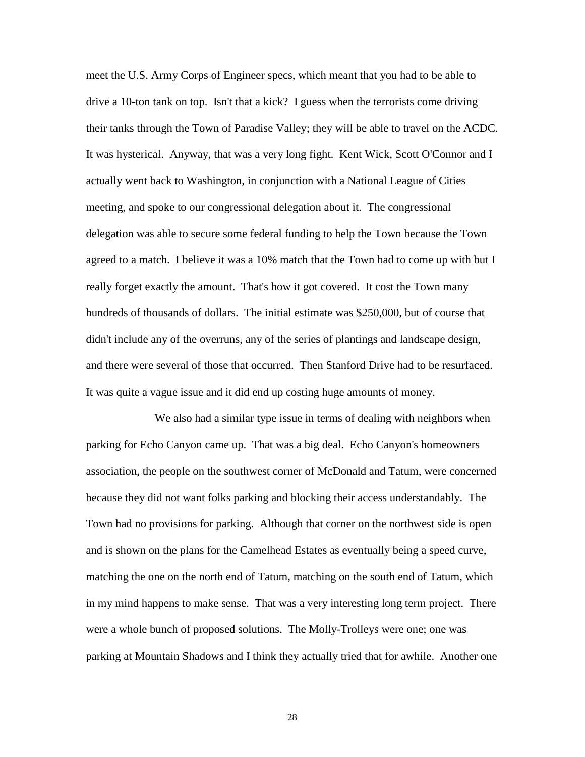meet the U.S. Army Corps of Engineer specs, which meant that you had to be able to drive a 10-ton tank on top. Isn't that a kick? I guess when the terrorists come driving their tanks through the Town of Paradise Valley; they will be able to travel on the ACDC. It was hysterical. Anyway, that was a very long fight. Kent Wick, Scott O'Connor and I actually went back to Washington, in conjunction with a National League of Cities meeting, and spoke to our congressional delegation about it. The congressional delegation was able to secure some federal funding to help the Town because the Town agreed to a match. I believe it was a 10% match that the Town had to come up with but I really forget exactly the amount. That's how it got covered. It cost the Town many hundreds of thousands of dollars. The initial estimate was $250,000, but of course that didn't include any of the overruns, any of the series of plantings and landscape design, and there were several of those that occurred. Then Stanford Drive had to be resurfaced. It was quite a vague issue and it did end up costing huge amounts of money.

We also had a similar type issue in terms of dealing with neighbors when parking for Echo Canyon came up. That was a big deal. Echo Canyon's homeowners association, the people on the southwest corner of McDonald and Tatum, were concerned because they did not want folks parking and blocking their access understandably. The Town had no provisions for parking. Although that corner on the northwest side is open and is shown on the plans for the Camelhead Estates as eventually being a speed curve, matching the one on the north end of Tatum, matching on the south end of Tatum, which in my mind happens to make sense. That was a very interesting long term project. There were a whole bunch of proposed solutions. The Molly-Trolleys were one; one was parking at Mountain Shadows and I think they actually tried that for awhile. Another one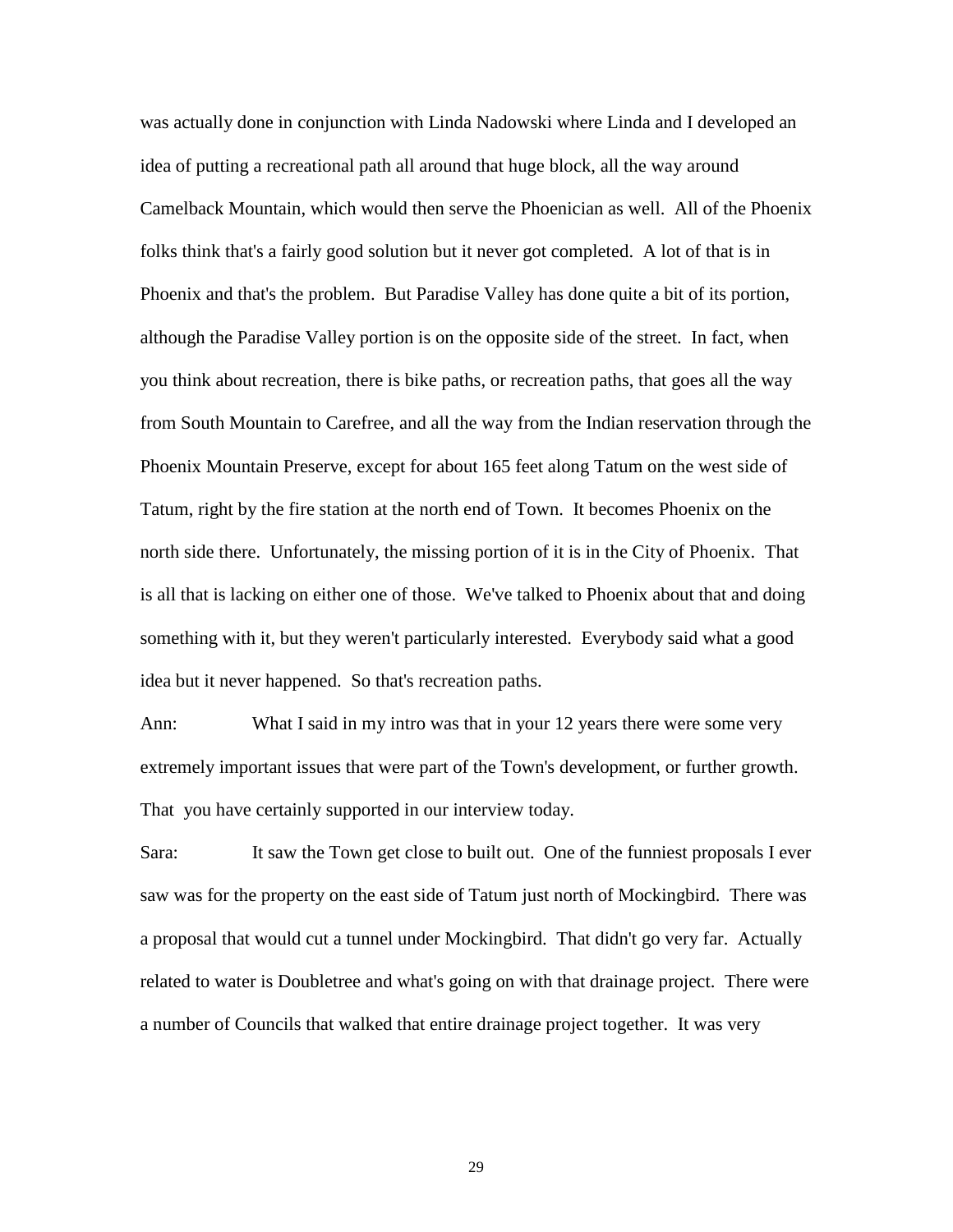was actually done in conjunction with Linda Nadowski where Linda and I developed an idea of putting a recreational path all around that huge block, all the way around Camelback Mountain, which would then serve the Phoenician as well. All of the Phoenix folks think that's a fairly good solution but it never got completed. A lot of that is in Phoenix and that's the problem. But Paradise Valley has done quite a bit of its portion, although the Paradise Valley portion is on the opposite side of the street. In fact, when you think about recreation, there is bike paths, or recreation paths, that goes all the way from South Mountain to Carefree, and all the way from the Indian reservation through the Phoenix Mountain Preserve, except for about 165 feet along Tatum on the west side of Tatum, right by the fire station at the north end of Town. It becomes Phoenix on the north side there. Unfortunately, the missing portion of it is in the City of Phoenix. That is all that is lacking on either one of those. We've talked to Phoenix about that and doing something with it, but they weren't particularly interested. Everybody said what a good idea but it never happened. So that's recreation paths.

Ann: What I said in my intro was that in your 12 years there were some very extremely important issues that were part of the Town's development, or further growth. That you have certainly supported in our interview today.

Sara: It saw the Town get close to built out. One of the funniest proposals I ever saw was for the property on the east side of Tatum just north of Mockingbird. There was a proposal that would cut a tunnel under Mockingbird. That didn't go very far. Actually related to water is Doubletree and what's going on with that drainage project. There were a number of Councils that walked that entire drainage project together. It was very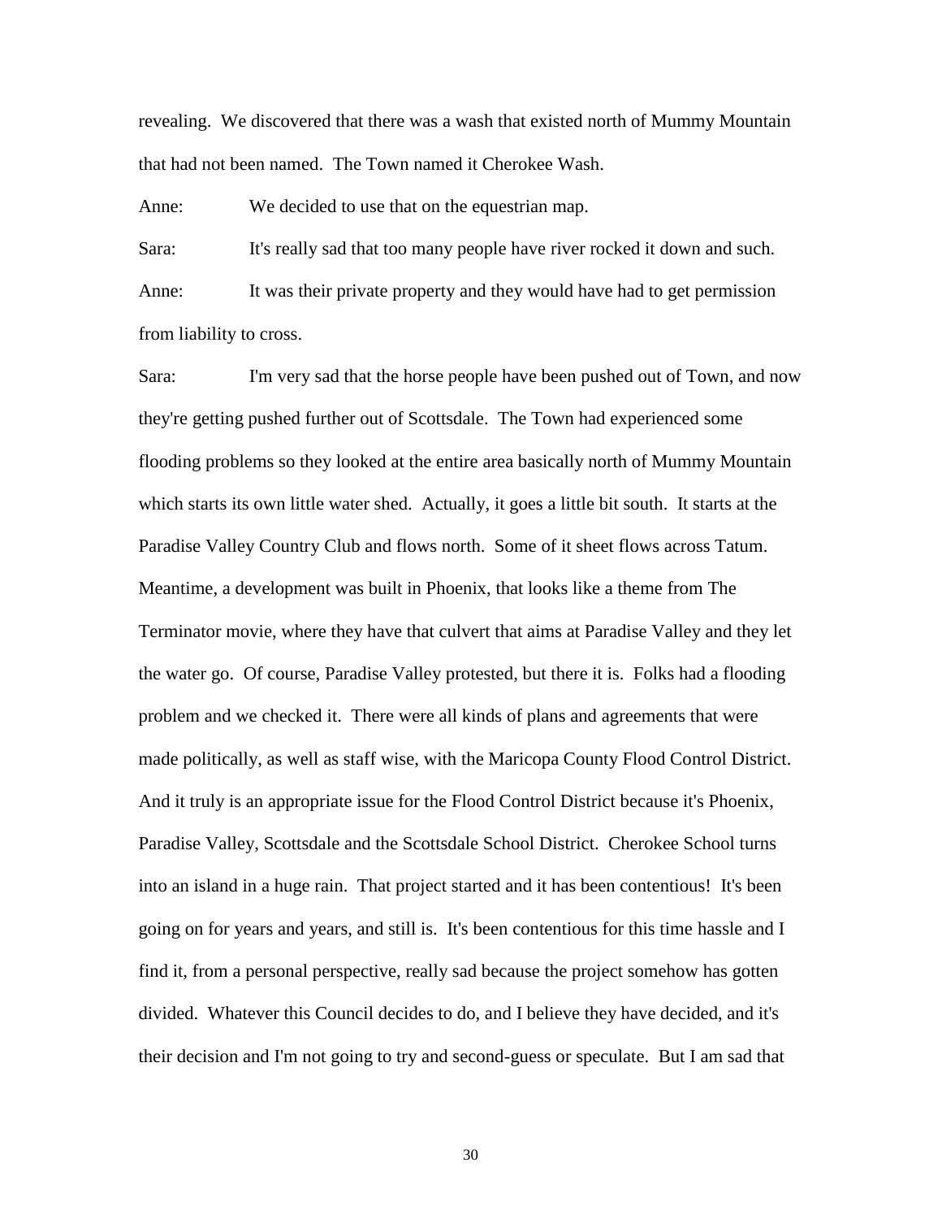revealing. We discovered that there was a wash that existed north of Mummy Mountain that had not been named. The Town named it Cherokee Wash.

Anne: We decided to use that on the equestrian map.

Sara: It's really sad that too many people have river rocked it down and such.

Anne: It was their private property and they would have had to get permission from liability to cross.

Sara: I'm very sad that the horse people have been pushed out of Town, and now they're getting pushed further out of Scottsdale. The Town had experienced some flooding problems so they looked at the entire area basically north of Mummy Mountain which starts its own little water shed. Actually, it goes a little bit south. It starts at the Paradise Valley Country Club and flows north. Some of it sheet flows across Tatum. Meantime, a development was built in Phoenix, that looks like a theme from The Terminator movie, where they have that culvert that aims at Paradise Valley and they let the water go. Of course, Paradise Valley protested, but there it is. Folks had a flooding problem and we checked it. There were all kinds of plans and agreements that were made politically, as well as staff wise, with the Maricopa County Flood Control District. And it truly is an appropriate issue for the Flood Control District because it's Phoenix, Paradise Valley, Scottsdale and the Scottsdale School District. Cherokee School turns into an island in a huge rain. That project started and it has been contentious! It's been going on for years and years, and still is. It's been contentious for this time hassle and I find it, from a personal perspective, really sad because the project somehow has gotten divided. Whatever this Council decides to do, and I believe they have decided, and it's their decision and I'm not going to try and second-guess or speculate. But I am sad that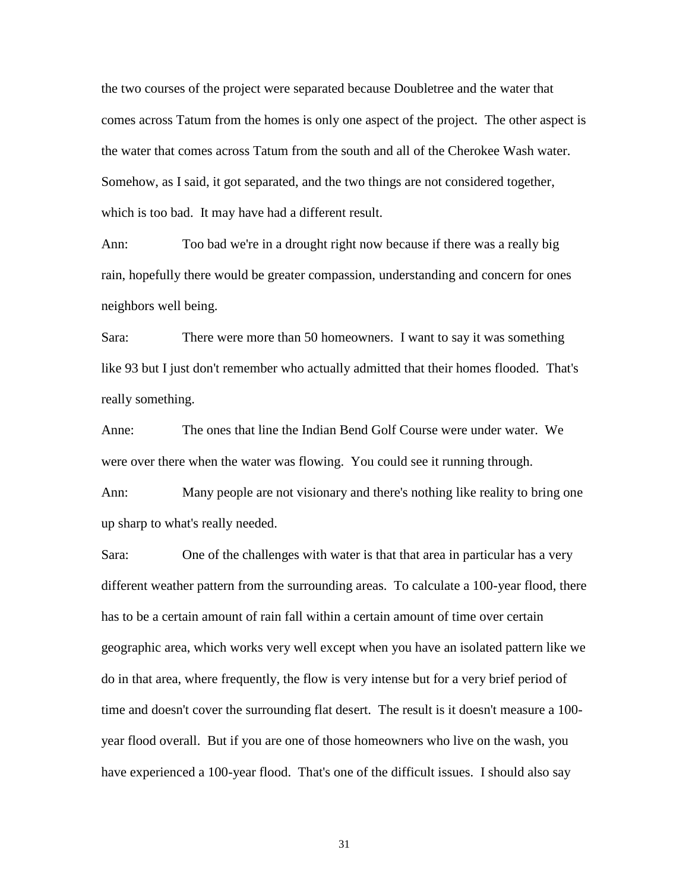the two courses of the project were separated because Doubletree and the water that comes across Tatum from the homes is only one aspect of the project. The other aspect is the water that comes across Tatum from the south and all of the Cherokee Wash water. Somehow, as I said, it got separated, and the two things are not considered together, which is too bad. It may have had a different result.

Ann: Too bad we're in a drought right now because if there was a really big rain, hopefully there would be greater compassion, understanding and concern for ones neighbors well being.

Sara: There were more than 50 homeowners. I want to say it was something like 93 but I just don't remember who actually admitted that their homes flooded. That's really something.

Anne: The ones that line the Indian Bend Golf Course were under water. We were over there when the water was flowing. You could see it running through.

Ann: Many people are not visionary and there's nothing like reality to bring one up sharp to what's really needed.

Sara: One of the challenges with water is that that area in particular has a very different weather pattern from the surrounding areas. To calculate a 100-year flood, there has to be a certain amount of rain fall within a certain amount of time over certain geographic area, which works very well except when you have an isolated pattern like we do in that area, where frequently, the flow is very intense but for a very brief period of time and doesn't cover the surrounding flat desert. The result is it doesn't measure a 100-year flood overall. But if you are one of those homeowners who live on the wash, you have experienced a 100-year flood. That's one of the difficult issues. I should also say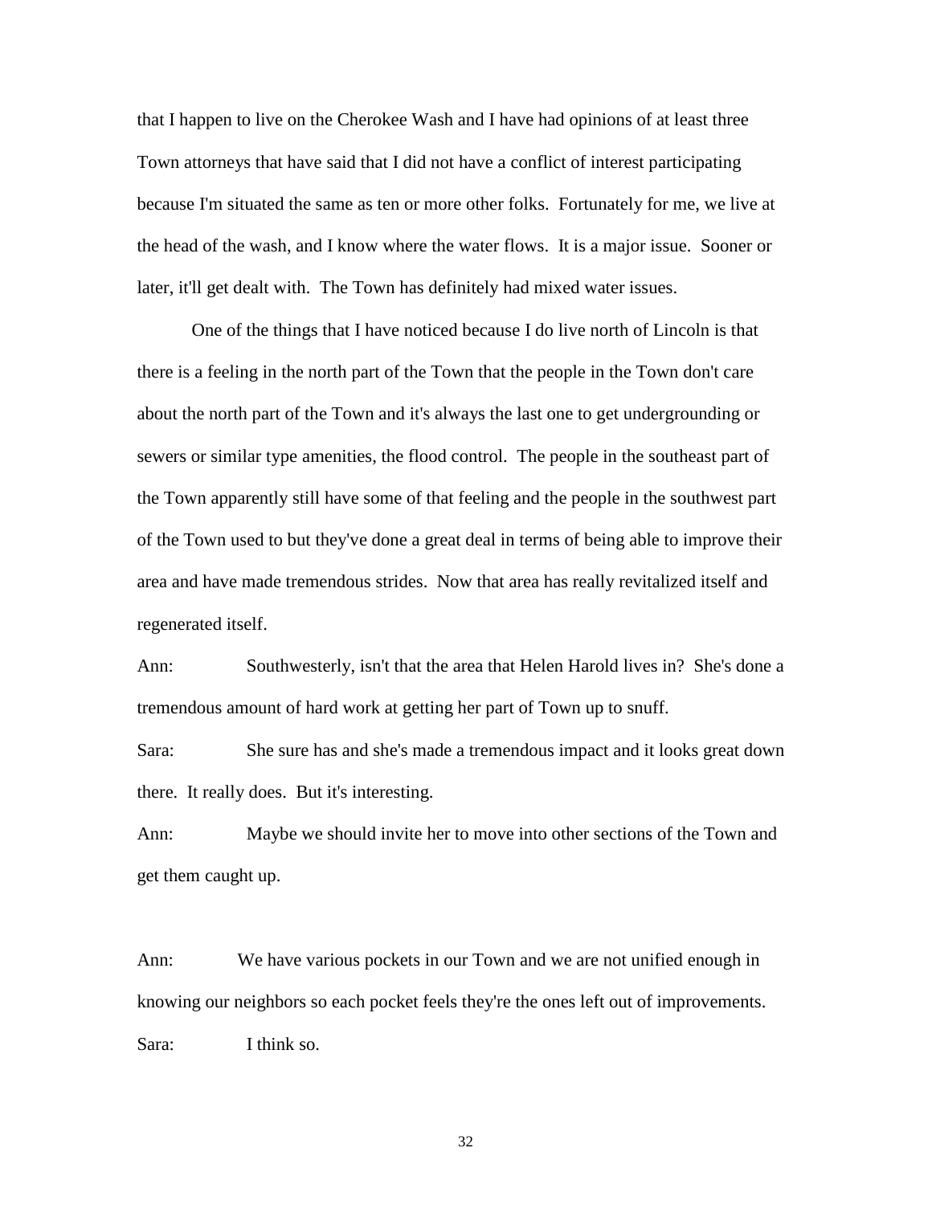that I happen to live on the Cherokee Wash and I have had opinions of at least three Town attorneys that have said that I did not have a conflict of interest participating because I'm situated the same as ten or more other folks. Fortunately for me, we live at the head of the wash, and I know where the water flows. It is a major issue. Sooner or later, it'll get dealt with. The Town has definitely had mixed water issues.

One of the things that I have noticed because I do live north of Lincoln is that there is a feeling in the north part of the Town that the people in the Town don't care about the north part of the Town and it's always the last one to get undergrounding or sewers or similar type amenities, the flood control. The people in the southeast part of the Town apparently still have some of that feeling and the people in the southwest part of the Town used to but they've done a great deal in terms of being able to improve their area and have made tremendous strides. Now that area has really revitalized itself and regenerated itself.

Ann: Southwesterly, isn't that the area that Helen Harold lives in? She's done a tremendous amount of hard work at getting her part of Town up to snuff.

Sara: She sure has and she's made a tremendous impact and it looks great down there. It really does. But it's interesting.

Ann: Maybe we should invite her to move into other sections of the Town and get them caught up.

Ann: We have various pockets in our Town and we are not unified enough in knowing our neighbors so each pocket feels they're the ones left out of improvements.

Sara: I think so.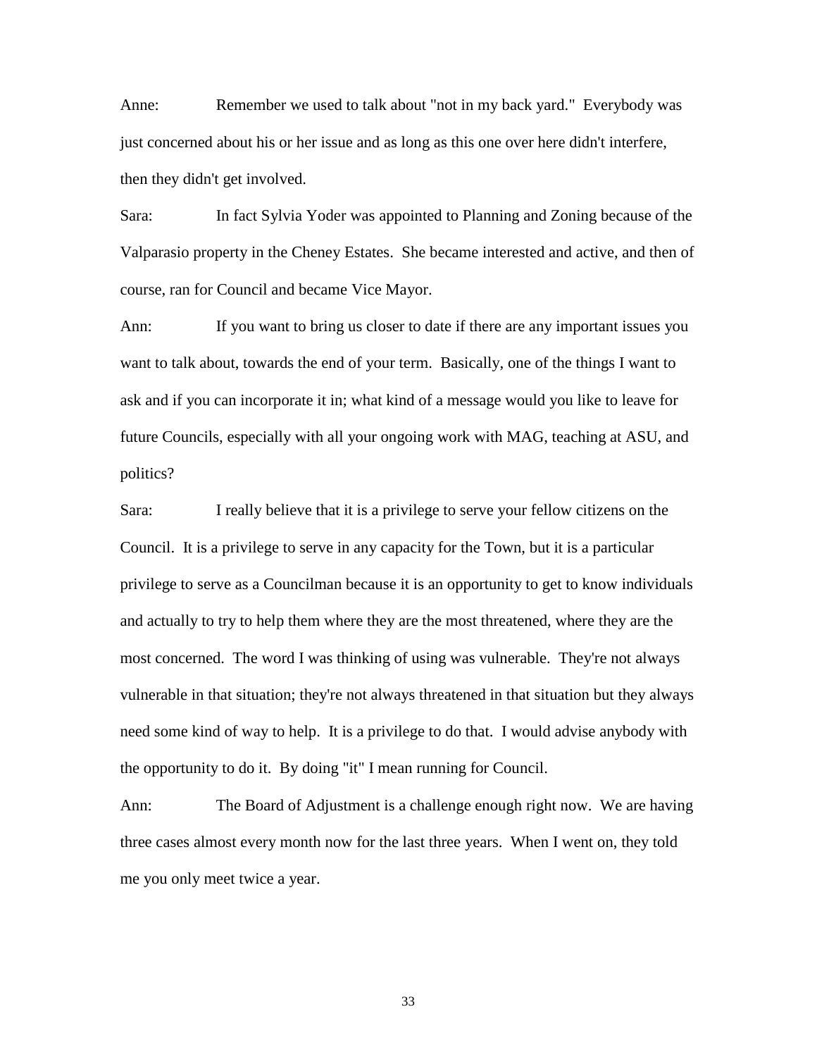Anne: Remember we used to talk about "not in my back yard." Everybody was just concerned about his or her issue and as long as this one over here didn't interfere, then they didn't get involved.

Sara: In fact Sylvia Yoder was appointed to Planning and Zoning because of the Valparasio property in the Cheney Estates. She became interested and active, and then of course, ran for Council and became Vice Mayor.

Ann: If you want to bring us closer to date if there are any important issues you want to talk about, towards the end of your term. Basically, one of the things I want to ask and if you can incorporate it in; what kind of a message would you like to leave for future Councils, especially with all your ongoing work with MAG, teaching at ASU, and politics?

Sara: I really believe that it is a privilege to serve your fellow citizens on the Council. It is a privilege to serve in any capacity for the Town, but it is a particular privilege to serve as a Councilman because it is an opportunity to get to know individuals and actually to try to help them where they are the most threatened, where they are the most concerned. The word I was thinking of using was vulnerable. They're not always vulnerable in that situation; they're not always threatened in that situation but they always need some kind of way to help. It is a privilege to do that. I would advise anybody with the opportunity to do it. By doing "it" I mean running for Council.

Ann: The Board of Adjustment is a challenge enough right now. We are having three cases almost every month now for the last three years. When I went on, they told me you only meet twice a year.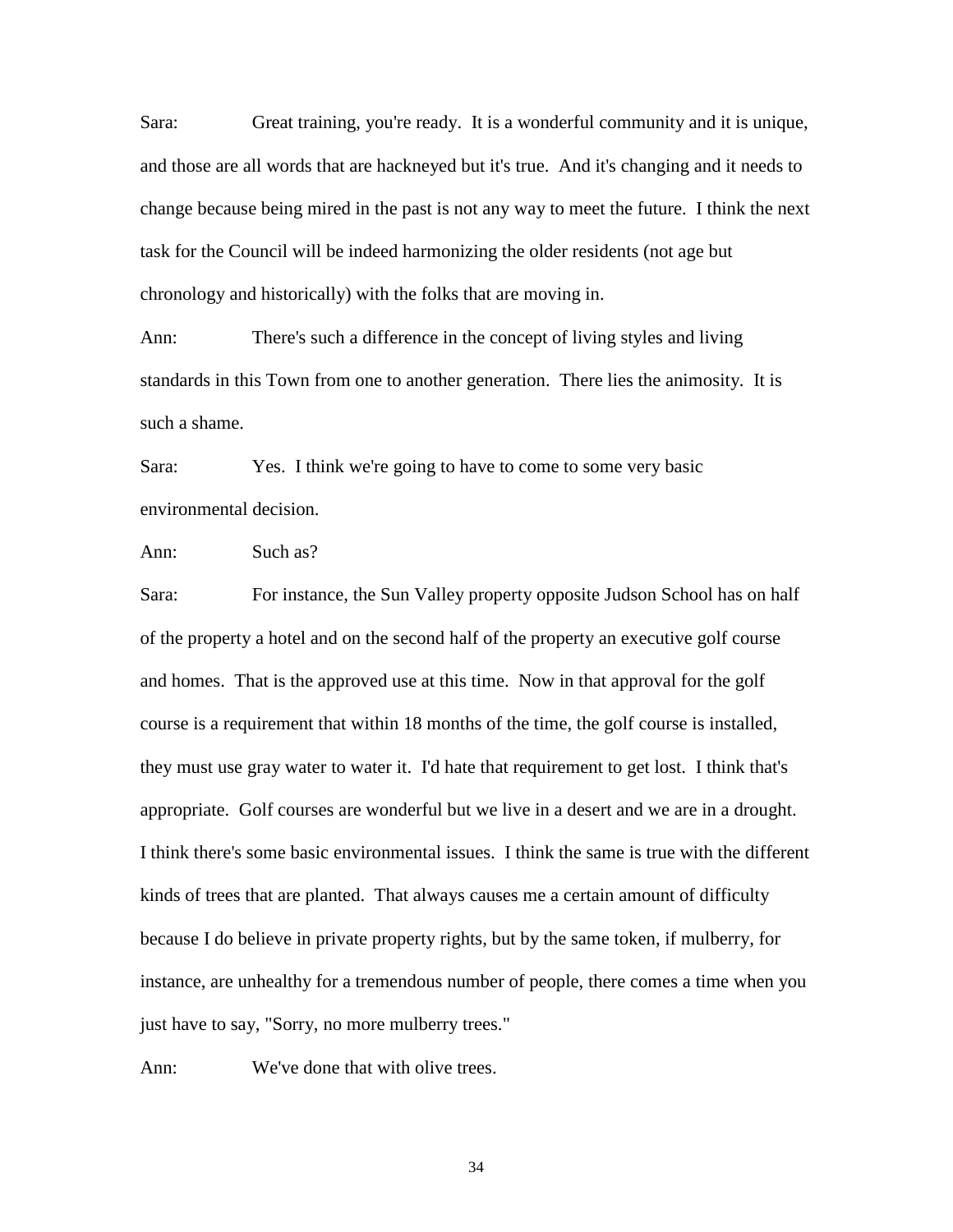Sara: Great training, you're ready. It is a wonderful community and it is unique, and those are all words that are hackneyed but it's true. And it's changing and it needs to change because being mired in the past is not any way to meet the future. I think the next task for the Council will be indeed harmonizing the older residents (not age but chronology and historically) with the folks that are moving in.

Ann: There's such a difference in the concept of living styles and living standards in this Town from one to another generation. There lies the animosity. It is such a shame.

Sara: Yes. I think we're going to have to come to some very basic environmental decision.

Ann: Such as?

Sara: For instance, the Sun Valley property opposite Judson School has on half of the property a hotel and on the second half of the property an executive golf course and homes. That is the approved use at this time. Now in that approval for the golf course is a requirement that within 18 months of the time, the golf course is installed, they must use gray water to water it. I'd hate that requirement to get lost. I think that's appropriate. Golf courses are wonderful but we live in a desert and we are in a drought. I think there's some basic environmental issues. I think the same is true with the different kinds of trees that are planted. That always causes me a certain amount of difficulty because I do believe in private property rights, but by the same token, if mulberry, for instance, are unhealthy for a tremendous number of people, there comes a time when you just have to say, "Sorry, no more mulberry trees."

Ann: We've done that with olive trees.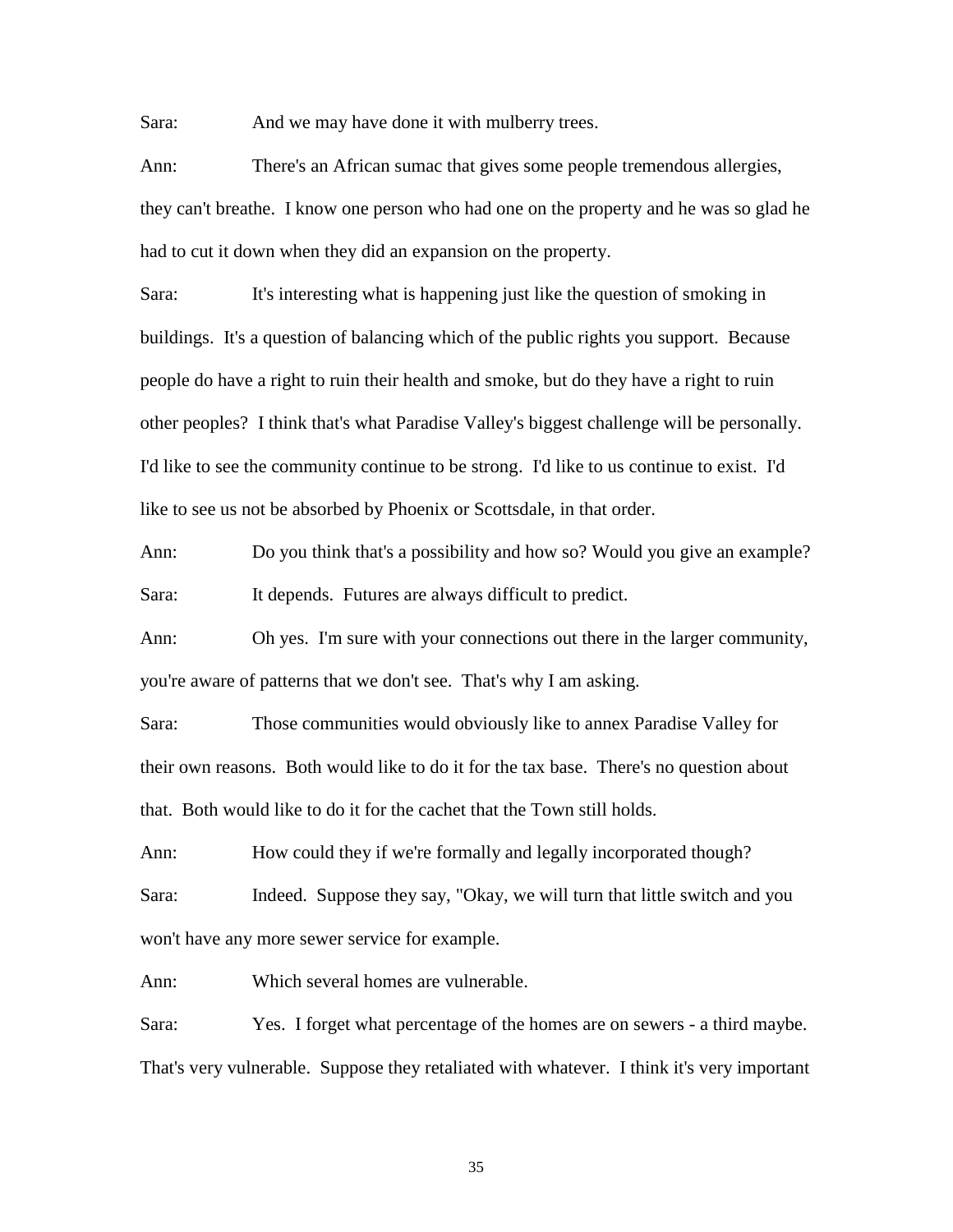Sara: And we may have done it with mulberry trees.

Ann: There's an African sumac that gives some people tremendous allergies, they can't breathe. I know one person who had one on the property and he was so glad he had to cut it down when they did an expansion on the property.

Sara: It's interesting what is happening just like the question of smoking in buildings. It's a question of balancing which of the public rights you support. Because people do have a right to ruin their health and smoke, but do they have a right to ruin other peoples? I think that's what Paradise Valley's biggest challenge will be personally. I'd like to see the community continue to be strong. I'd like to us continue to exist. I'd like to see us not be absorbed by Phoenix or Scottsdale, in that order.

Ann: Do you think that's a possibility and how so? Would you give an example?

Sara: It depends. Futures are always difficult to predict.

Ann: Oh yes. I'm sure with your connections out there in the larger community, you're aware of patterns that we don't see. That's why I am asking.

Sara: Those communities would obviously like to annex Paradise Valley for their own reasons. Both would like to do it for the tax base. There's no question about that. Both would like to do it for the cachet that the Town still holds.

Ann: How could they if we're formally and legally incorporated though?

Sara: Indeed. Suppose they say, "Okay, we will turn that little switch and you won't have any more sewer service for example.

Ann: Which several homes are vulnerable.

Sara: Yes. I forget what percentage of the homes are on sewers - a third maybe. That's very vulnerable. Suppose they retaliated with whatever. I think it's very important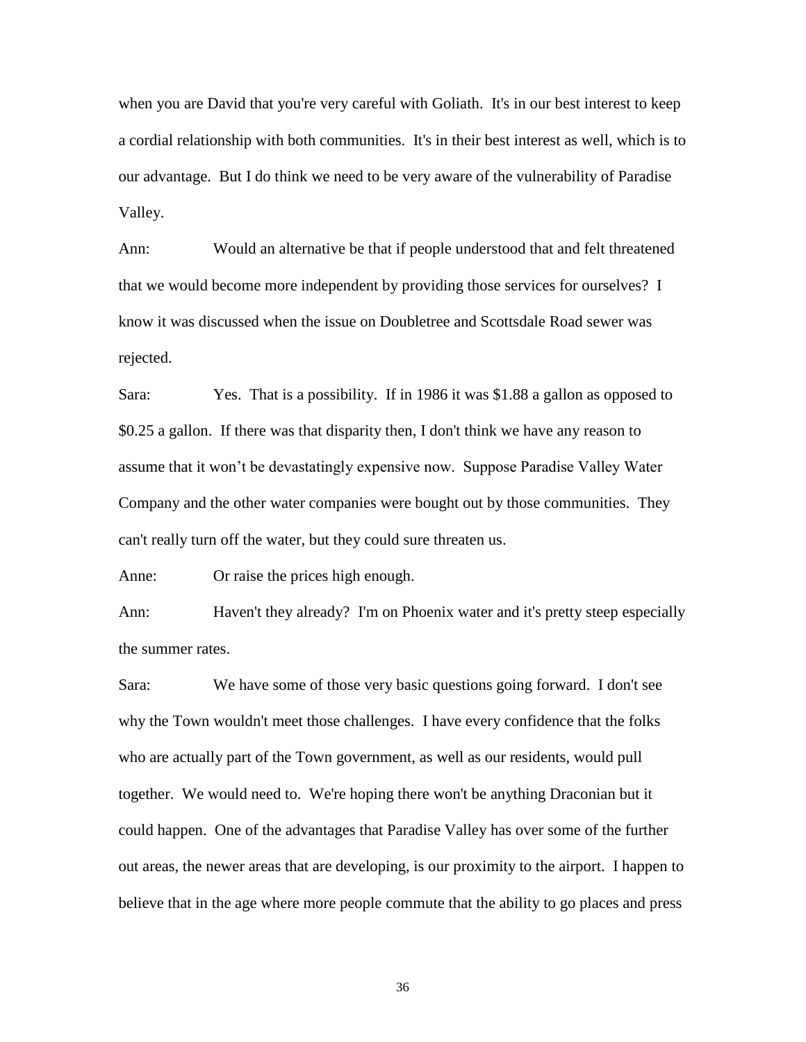when you are David that you're very careful with Goliath. It's in our best interest to keep a cordial relationship with both communities. It's in their best interest as well, which is to our advantage. But I do think we need to be very aware of the vulnerability of Paradise Valley.

Ann: Would an alternative be that if people understood that and felt threatened that we would become more independent by providing those services for ourselves? I know it was discussed when the issue on Doubletree and Scottsdale Road sewer was rejected.

Sara: Yes. That is a possibility. If in 1986 it was $1.88 a gallon as opposed to $0.25 a gallon. If there was that disparity then, I don't think we have any reason to assume that it won't be devastatingly expensive now. Suppose Paradise Valley Water Company and the other water companies were bought out by those communities. They can't really turn off the water, but they could sure threaten us.

Anne: Or raise the prices high enough.

Ann: Haven't they already? I'm on Phoenix water and it's pretty steep especially the summer rates.

Sara: We have some of those very basic questions going forward. I don't see why the Town wouldn't meet those challenges. I have every confidence that the folks who are actually part of the Town government, as well as our residents, would pull together. We would need to. We're hoping there won't be anything Draconian but it could happen. One of the advantages that Paradise Valley has over some of the further out areas, the newer areas that are developing, is our proximity to the airport. I happen to believe that in the age where more people commute that the ability to go places and press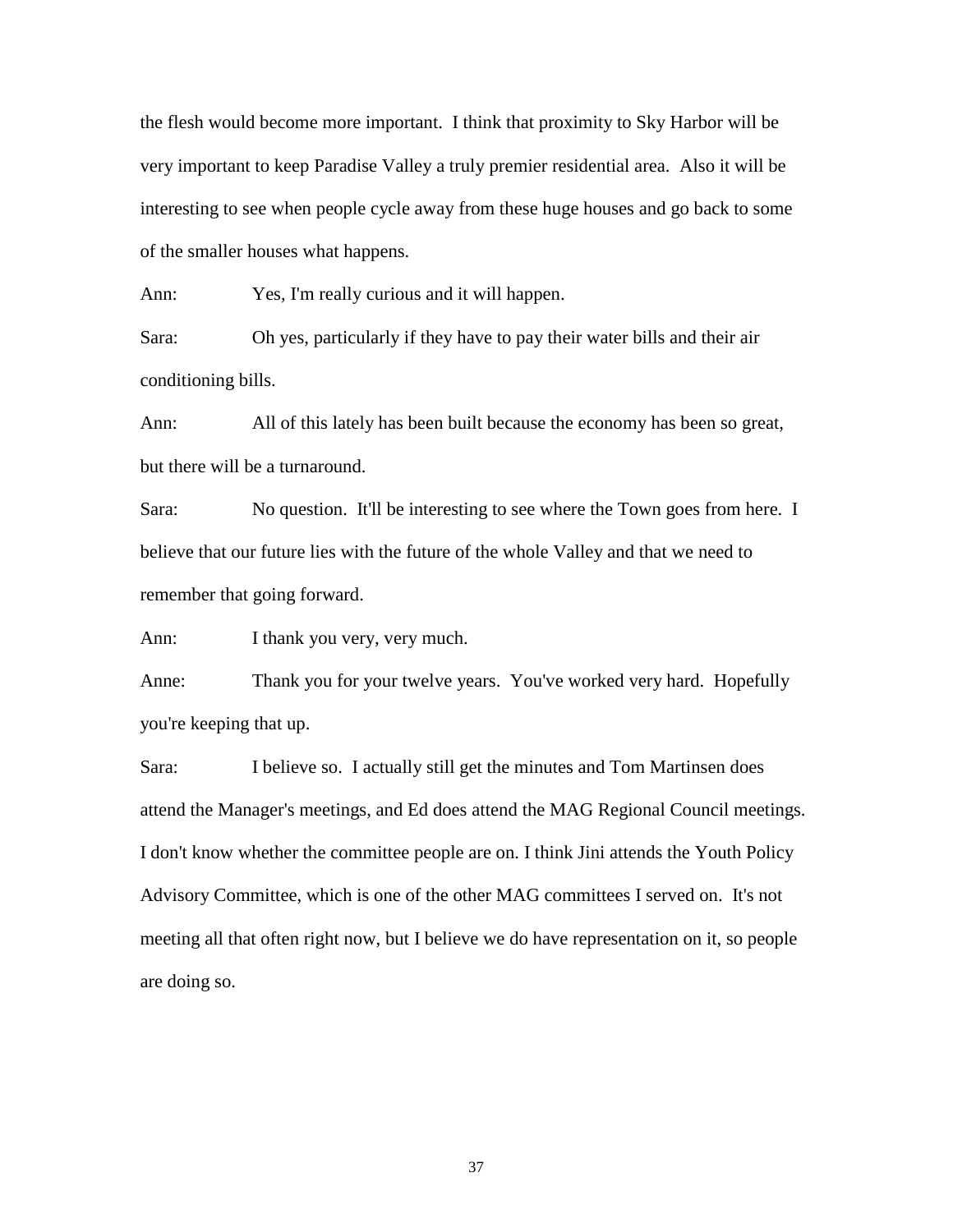the flesh would become more important. I think that proximity to Sky Harbor will be very important to keep Paradise Valley a truly premier residential area. Also it will be interesting to see when people cycle away from these huge houses and go back to some of the smaller houses what happens.

Ann: Yes, I'm really curious and it will happen.

Sara: Oh yes, particularly if they have to pay their water bills and their air conditioning bills.

Ann: All of this lately has been built because the economy has been so great, but there will be a turnaround.

Sara: No question. It'll be interesting to see where the Town goes from here. I believe that our future lies with the future of the whole Valley and that we need to remember that going forward.

Ann: I thank you very, very much.

Anne: Thank you for your twelve years. You've worked very hard. Hopefully you're keeping that up.

Sara: I believe so. I actually still get the minutes and Tom Martinsen does attend the Manager's meetings, and Ed does attend the MAG Regional Council meetings. I don't know whether the committee people are on. I think Jini attends the Youth Policy Advisory Committee, which is one of the other MAG committees I served on. It's not meeting all that often right now, but I believe we do have representation on it, so people are doing so.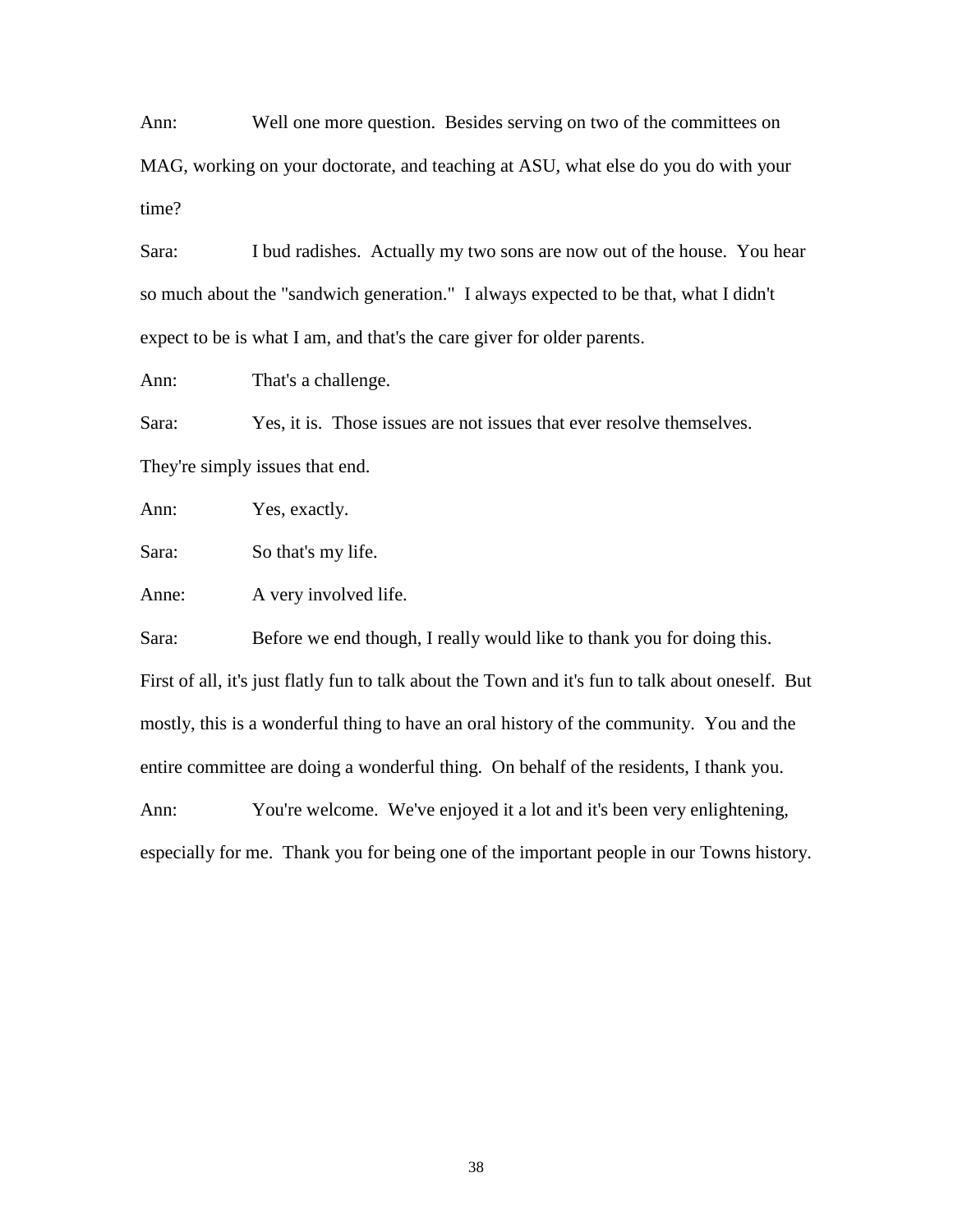Ann: Well one more question. Besides serving on two of the committees on MAG, working on your doctorate, and teaching at ASU, what else do you do with your time?

Sara: I bud radishes. Actually my two sons are now out of the house. You hear so much about the "sandwich generation." I always expected to be that, what I didn't expect to be is what I am, and that's the care giver for older parents.

Ann: That's a challenge.

Sara: Yes, it is. Those issues are not issues that ever resolve themselves. They're simply issues that end.

Ann: Yes, exactly.

Sara: So that's my life.

Anne: A very involved life.

Sara: Before we end though, I really would like to thank you for doing this. First of all, it's just flatly fun to talk about the Town and it's fun to talk about oneself. But mostly, this is a wonderful thing to have an oral history of the community. You and the entire committee are doing a wonderful thing. On behalf of the residents, I thank you.

Ann: You're welcome. We've enjoyed it a lot and it's been very enlightening, especially for me. Thank you for being one of the important people in our Towns history.